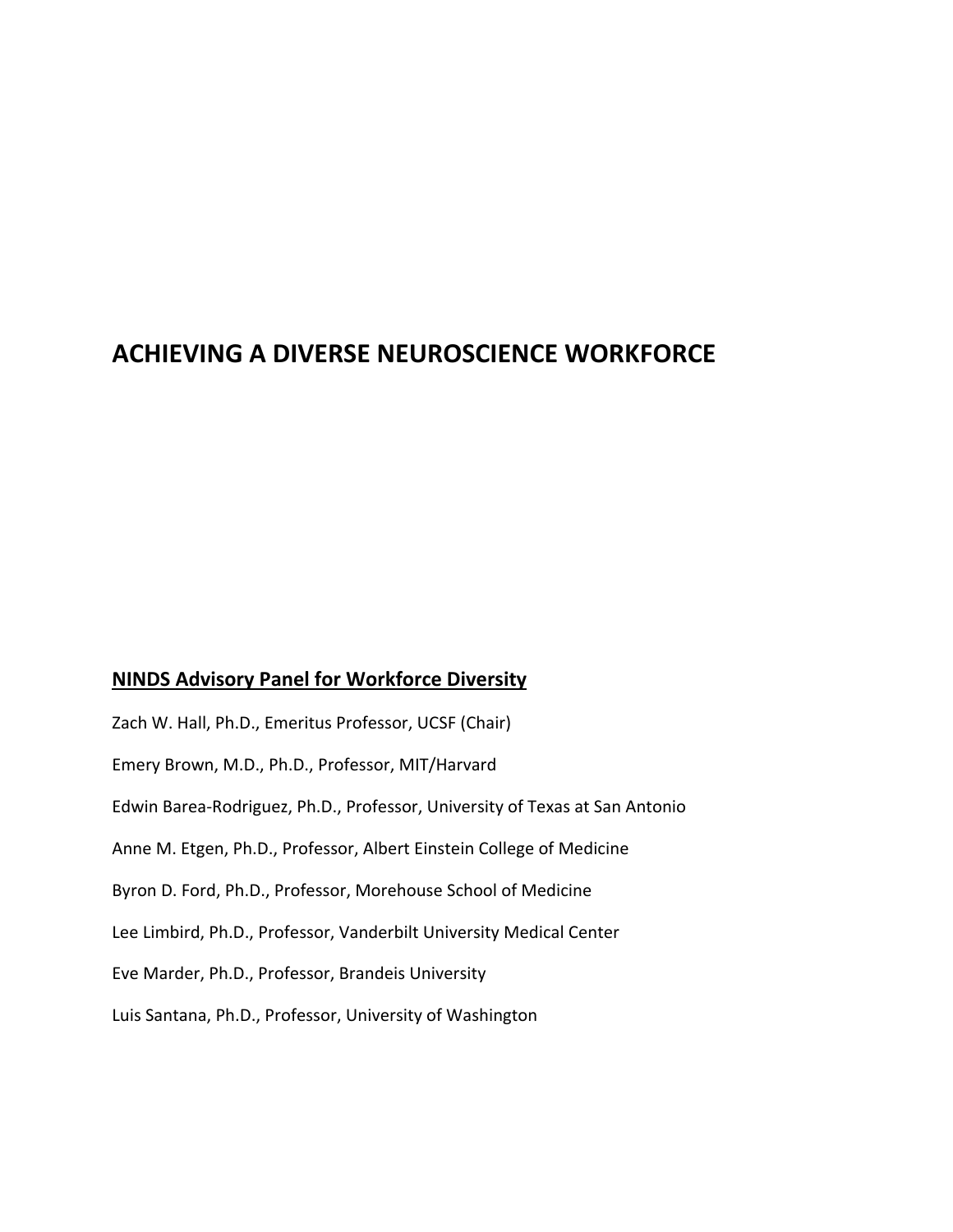# ACHIEVING A DIVERSE NEUROSCIENCE WORKFORCE

## NINDS Advisory Panel for Workforce Diversity

Zach W. Hall, Ph.D., Emeritus Professor, UCSF (Chair)

Emery Brown, M.D., Ph.D., Professor, MIT/Harvard

Edwin Barea-Rodriguez, Ph.D., Professor, University of Texas at San Antonio

Anne M. Etgen, Ph.D., Professor, Albert Einstein College of Medicine

Byron D. Ford, Ph.D., Professor, Morehouse School of Medicine

Lee Limbird, Ph.D., Professor, Vanderbilt University Medical Center

Eve Marder, Ph.D., Professor, Brandeis University

Luis Santana, Ph.D., Professor, University of Washington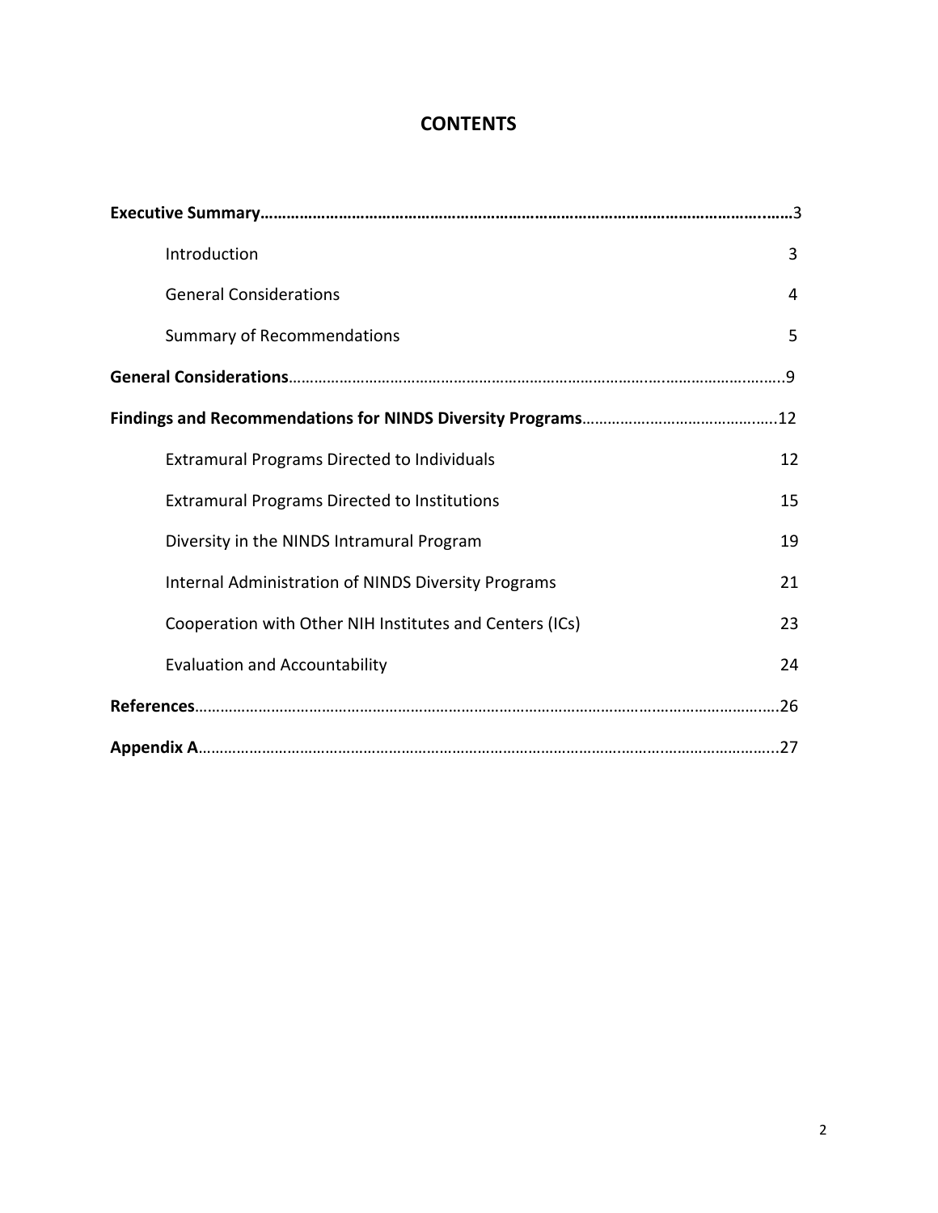# CONTENTS

**Executive Summary**……………………………………………………………………………………………………3

- Introduction 3
- General Considerations 4
- Summary of Recommendations 5

**General Considerations**……………………………………………………………………………………………9

**Findings and Recommendations for NINDS Diversity Programs**……………………………………12

- Extramural Programs Directed to Individuals 12
- Extramural Programs Directed to Institutions 15
- Diversity in the NINDS Intramural Program 19
- Internal Administration of NINDS Diversity Programs 21
- Cooperation with Other NIH Institutes and Centers (ICs) 23
- Evaluation and Accountability 24

**References**……………………………………………………………………………………………………………26

**Appendix A**…………………………………………………………………………………………………………27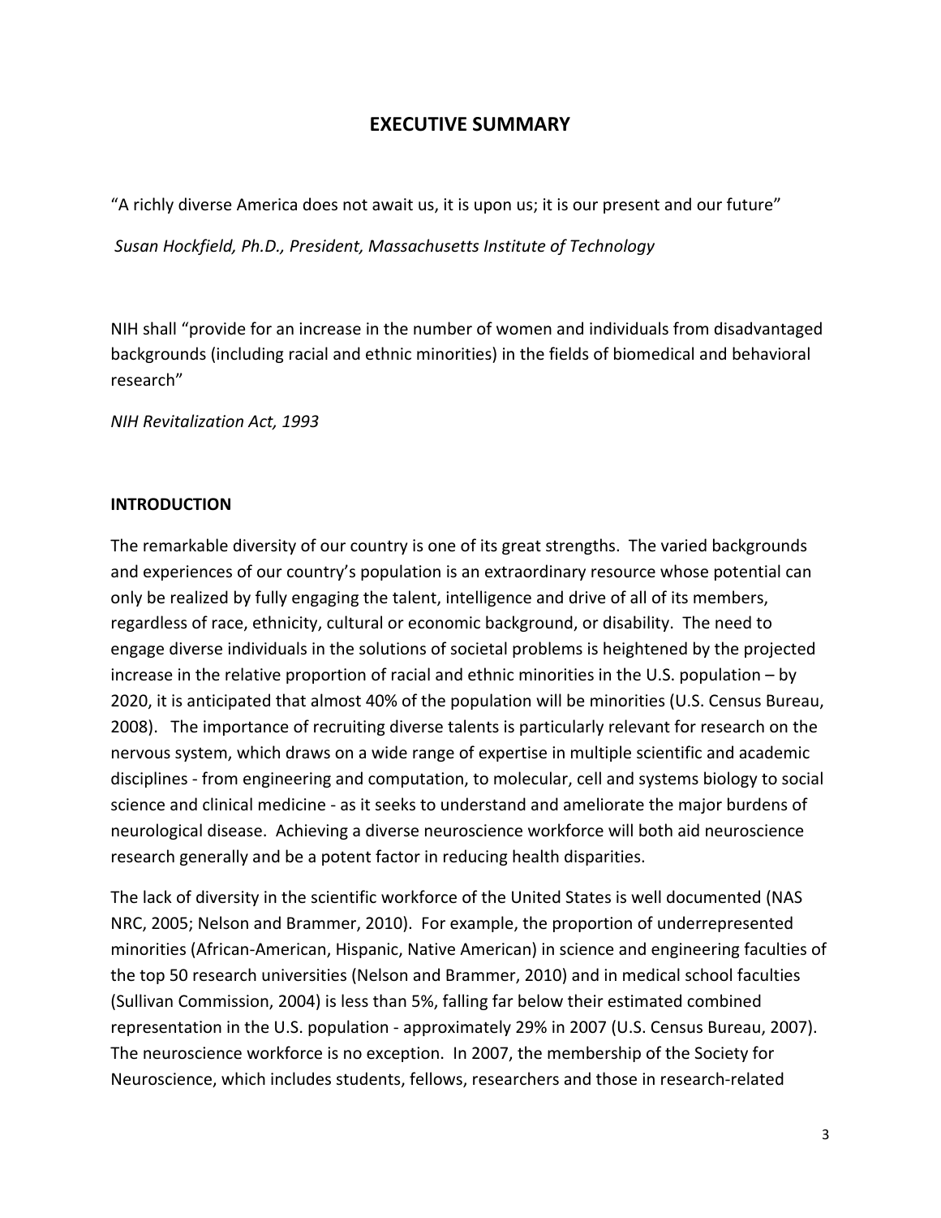# EXECUTIVE SUMMARY

"A richly diverse America does not await us, it is upon us; it is our present and our future"

*Susan Hockfield, Ph.D., President, Massachusetts Institute of Technology*

NIH shall "provide for an increase in the number of women and individuals from disadvantaged backgrounds (including racial and ethnic minorities) in the fields of biomedical and behavioral research"

*NIH Revitalization Act, 1993*

## INTRODUCTION

The remarkable diversity of our country is one of its great strengths. The varied backgrounds and experiences of our country's population is an extraordinary resource whose potential can only be realized by fully engaging the talent, intelligence and drive of all of its members, regardless of race, ethnicity, cultural or economic background, or disability. The need to engage diverse individuals in the solutions of societal problems is heightened by the projected increase in the relative proportion of racial and ethnic minorities in the U.S. population – by 2020, it is anticipated that almost 40% of the population will be minorities (U.S. Census Bureau, 2008). The importance of recruiting diverse talents is particularly relevant for research on the nervous system, which draws on a wide range of expertise in multiple scientific and academic disciplines - from engineering and computation, to molecular, cell and systems biology to social science and clinical medicine - as it seeks to understand and ameliorate the major burdens of neurological disease. Achieving a diverse neuroscience workforce will both aid neuroscience research generally and be a potent factor in reducing health disparities.

The lack of diversity in the scientific workforce of the United States is well documented (NAS NRC, 2005; Nelson and Brammer, 2010). For example, the proportion of underrepresented minorities (African-American, Hispanic, Native American) in science and engineering faculties of the top 50 research universities (Nelson and Brammer, 2010) and in medical school faculties (Sullivan Commission, 2004) is less than 5%, falling far below their estimated combined representation in the U.S. population - approximately 29% in 2007 (U.S. Census Bureau, 2007). The neuroscience workforce is no exception. In 2007, the membership of the Society for Neuroscience, which includes students, fellows, researchers and those in research-related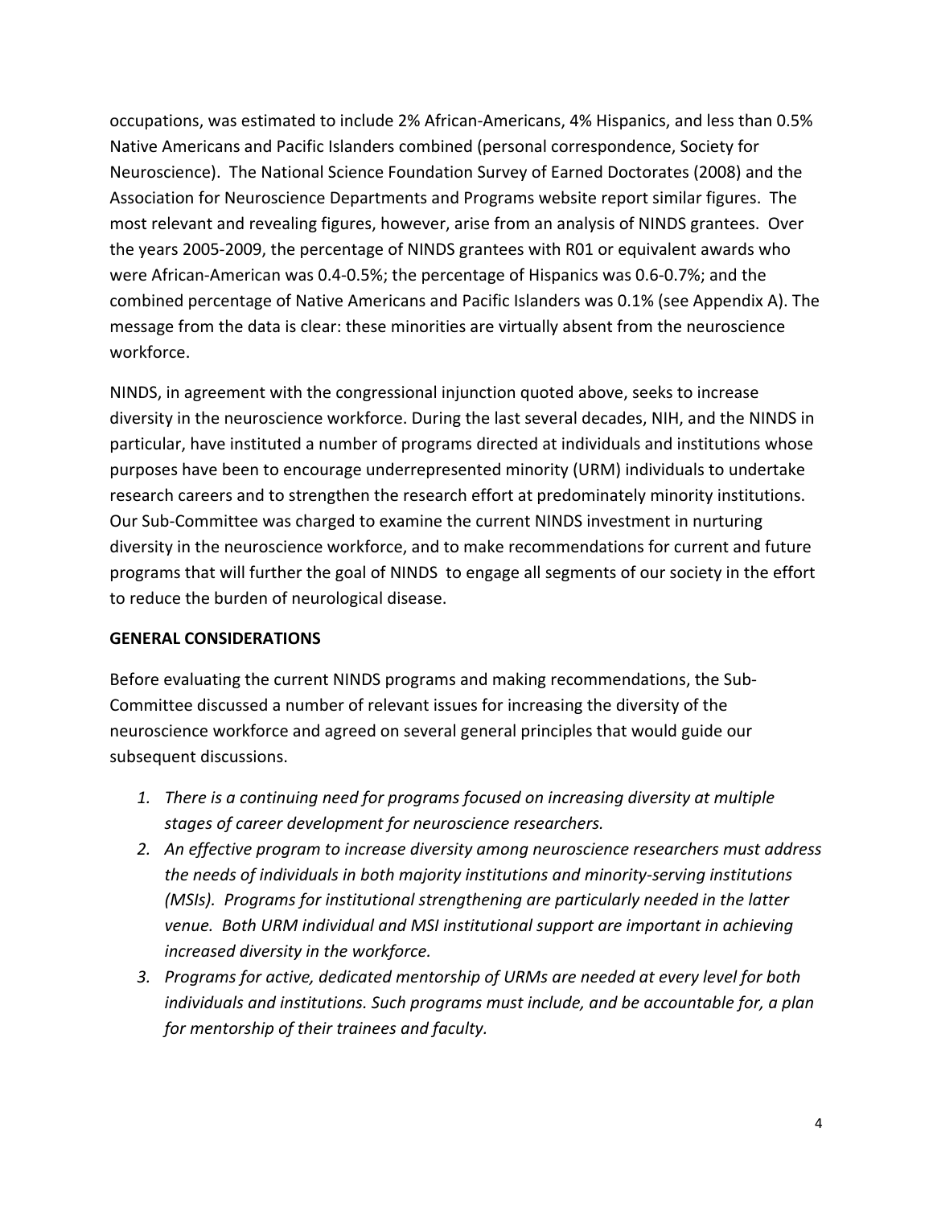occupations, was estimated to include 2% African-Americans, 4% Hispanics, and less than 0.5% Native Americans and Pacific Islanders combined (personal correspondence, Society for Neuroscience). The National Science Foundation Survey of Earned Doctorates (2008) and the Association for Neuroscience Departments and Programs website report similar figures. The most relevant and revealing figures, however, arise from an analysis of NINDS grantees. Over the years 2005-2009, the percentage of NINDS grantees with R01 or equivalent awards who were African-American was 0.4-0.5%; the percentage of Hispanics was 0.6-0.7%; and the combined percentage of Native Americans and Pacific Islanders was 0.1% (see Appendix A). The message from the data is clear: these minorities are virtually absent from the neuroscience workforce.

NINDS, in agreement with the congressional injunction quoted above, seeks to increase diversity in the neuroscience workforce. During the last several decades, NIH, and the NINDS in particular, have instituted a number of programs directed at individuals and institutions whose purposes have been to encourage underrepresented minority (URM) individuals to undertake research careers and to strengthen the research effort at predominately minority institutions. Our Sub-Committee was charged to examine the current NINDS investment in nurturing diversity in the neuroscience workforce, and to make recommendations for current and future programs that will further the goal of NINDS to engage all segments of our society in the effort to reduce the burden of neurological disease.

**GENERAL CONSIDERATIONS**

Before evaluating the current NINDS programs and making recommendations, the Sub-Committee discussed a number of relevant issues for increasing the diversity of the neuroscience workforce and agreed on several general principles that would guide our subsequent discussions.

1. *There is a continuing need for programs focused on increasing diversity at multiple stages of career development for neuroscience researchers.*
2. *An effective program to increase diversity among neuroscience researchers must address the needs of individuals in both majority institutions and minority-serving institutions (MSIs). Programs for institutional strengthening are particularly needed in the latter venue. Both URM individual and MSI institutional support are important in achieving increased diversity in the workforce.*
3. *Programs for active, dedicated mentorship of URMs are needed at every level for both individuals and institutions. Such programs must include, and be accountable for, a plan for mentorship of their trainees and faculty.*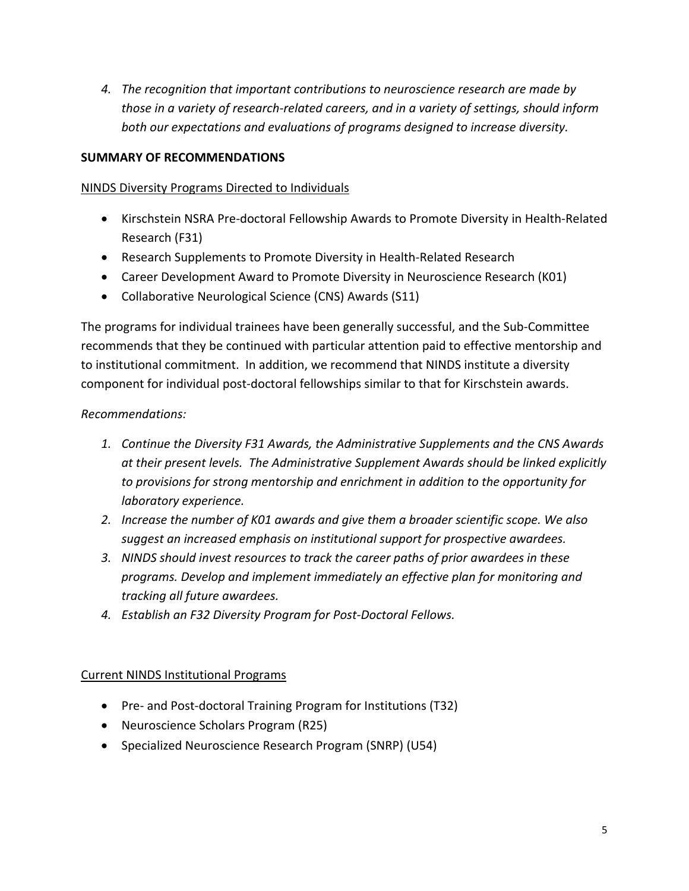4. *The recognition that important contributions to neuroscience research are made by those in a variety of research-related careers, and in a variety of settings, should inform both our expectations and evaluations of programs designed to increase diversity.*

**SUMMARY OF RECOMMENDATIONS**

<u>NINDS Diversity Programs Directed to Individuals</u>

- Kirschstein NSRA Pre-doctoral Fellowship Awards to Promote Diversity in Health-Related Research (F31)
- Research Supplements to Promote Diversity in Health-Related Research
- Career Development Award to Promote Diversity in Neuroscience Research (K01)
- Collaborative Neurological Science (CNS) Awards (S11)

The programs for individual trainees have been generally successful, and the Sub-Committee recommends that they be continued with particular attention paid to effective mentorship and to institutional commitment. In addition, we recommend that NINDS institute a diversity component for individual post-doctoral fellowships similar to that for Kirschstein awards.

*Recommendations:*

1. *Continue the Diversity F31 Awards, the Administrative Supplements and the CNS Awards at their present levels. The Administrative Supplement Awards should be linked explicitly to provisions for strong mentorship and enrichment in addition to the opportunity for laboratory experience.*
2. *Increase the number of K01 awards and give them a broader scientific scope. We also suggest an increased emphasis on institutional support for prospective awardees.*
3. *NINDS should invest resources to track the career paths of prior awardees in these programs. Develop and implement immediately an effective plan for monitoring and tracking all future awardees.*
4. *Establish an F32 Diversity Program for Post-Doctoral Fellows.*

<u>Current NINDS Institutional Programs</u>

- Pre- and Post-doctoral Training Program for Institutions (T32)
- Neuroscience Scholars Program (R25)
- Specialized Neuroscience Research Program (SNRP) (U54)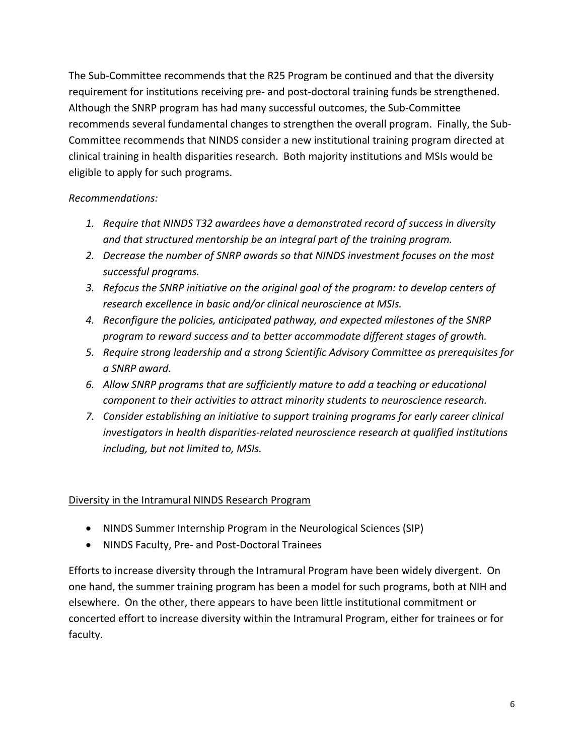The Sub-Committee recommends that the R25 Program be continued and that the diversity requirement for institutions receiving pre- and post-doctoral training funds be strengthened. Although the SNRP program has had many successful outcomes, the Sub-Committee recommends several fundamental changes to strengthen the overall program. Finally, the Sub-Committee recommends that NINDS consider a new institutional training program directed at clinical training in health disparities research. Both majority institutions and MSIs would be eligible to apply for such programs.

*Recommendations:*

1. *Require that NINDS T32 awardees have a demonstrated record of success in diversity and that structured mentorship be an integral part of the training program.*
2. *Decrease the number of SNRP awards so that NINDS investment focuses on the most successful programs.*
3. *Refocus the SNRP initiative on the original goal of the program: to develop centers of research excellence in basic and/or clinical neuroscience at MSIs.*
4. *Reconfigure the policies, anticipated pathway, and expected milestones of the SNRP program to reward success and to better accommodate different stages of growth.*
5. *Require strong leadership and a strong Scientific Advisory Committee as prerequisites for a SNRP award.*
6. *Allow SNRP programs that are sufficiently mature to add a teaching or educational component to their activities to attract minority students to neuroscience research.*
7. *Consider establishing an initiative to support training programs for early career clinical investigators in health disparities-related neuroscience research at qualified institutions including, but not limited to, MSIs.*

<u>Diversity in the Intramural NINDS Research Program</u>

- NINDS Summer Internship Program in the Neurological Sciences (SIP)
- NINDS Faculty, Pre- and Post-Doctoral Trainees

Efforts to increase diversity through the Intramural Program have been widely divergent. On one hand, the summer training program has been a model for such programs, both at NIH and elsewhere. On the other, there appears to have been little institutional commitment or concerted effort to increase diversity within the Intramural Program, either for trainees or for faculty.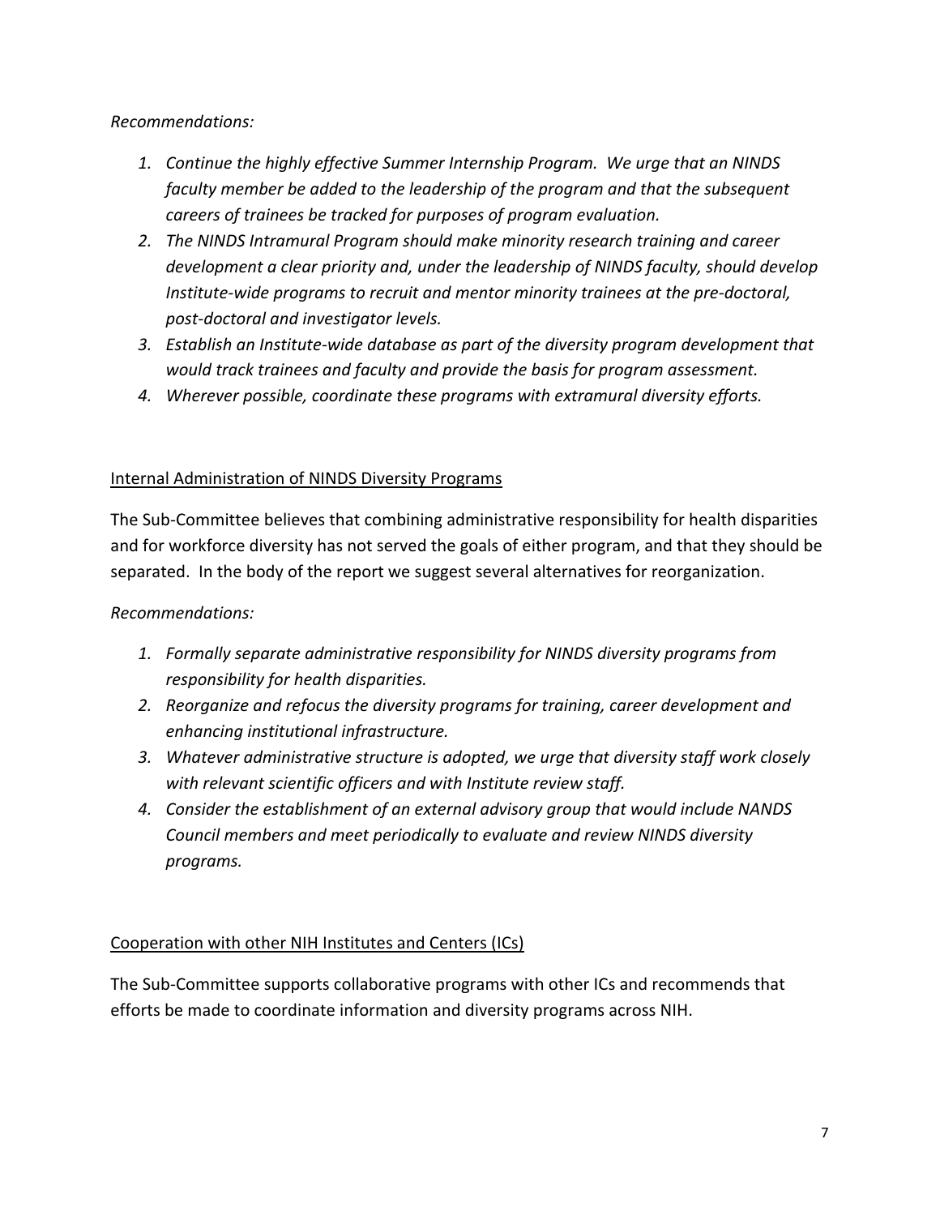*Recommendations:*

1. *Continue the highly effective Summer Internship Program. We urge that an NINDS faculty member be added to the leadership of the program and that the subsequent careers of trainees be tracked for purposes of program evaluation.*
2. *The NINDS Intramural Program should make minority research training and career development a clear priority and, under the leadership of NINDS faculty, should develop Institute-wide programs to recruit and mentor minority trainees at the pre-doctoral, post-doctoral and investigator levels.*
3. *Establish an Institute-wide database as part of the diversity program development that would track trainees and faculty and provide the basis for program assessment.*
4. *Wherever possible, coordinate these programs with extramural diversity efforts.*

<u>Internal Administration of NINDS Diversity Programs</u>

The Sub-Committee believes that combining administrative responsibility for health disparities and for workforce diversity has not served the goals of either program, and that they should be separated. In the body of the report we suggest several alternatives for reorganization.

*Recommendations:*

1. *Formally separate administrative responsibility for NINDS diversity programs from responsibility for health disparities.*
2. *Reorganize and refocus the diversity programs for training, career development and enhancing institutional infrastructure.*
3. *Whatever administrative structure is adopted, we urge that diversity staff work closely with relevant scientific officers and with Institute review staff.*
4. *Consider the establishment of an external advisory group that would include NANDS Council members and meet periodically to evaluate and review NINDS diversity programs.*

<u>Cooperation with other NIH Institutes and Centers (ICs)</u>

The Sub-Committee supports collaborative programs with other ICs and recommends that efforts be made to coordinate information and diversity programs across NIH.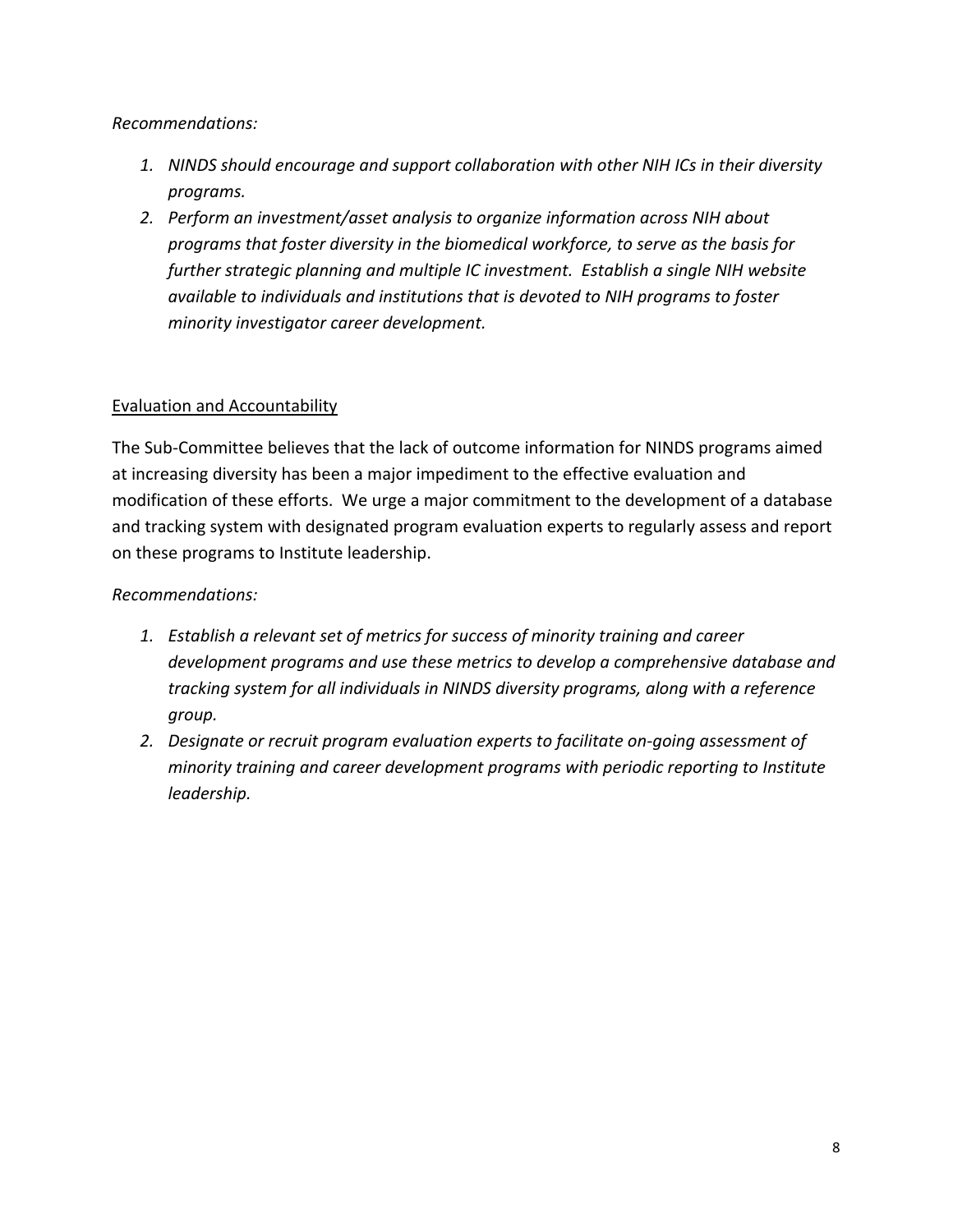*Recommendations:*

1. *NINDS should encourage and support collaboration with other NIH ICs in their diversity programs.*
2. *Perform an investment/asset analysis to organize information across NIH about programs that foster diversity in the biomedical workforce, to serve as the basis for further strategic planning and multiple IC investment. Establish a single NIH website available to individuals and institutions that is devoted to NIH programs to foster minority investigator career development.*

<u>Evaluation and Accountability</u>

The Sub-Committee believes that the lack of outcome information for NINDS programs aimed at increasing diversity has been a major impediment to the effective evaluation and modification of these efforts. We urge a major commitment to the development of a database and tracking system with designated program evaluation experts to regularly assess and report on these programs to Institute leadership.

*Recommendations:*

1. *Establish a relevant set of metrics for success of minority training and career development programs and use these metrics to develop a comprehensive database and tracking system for all individuals in NINDS diversity programs, along with a reference group.*
2. *Designate or recruit program evaluation experts to facilitate on-going assessment of minority training and career development programs with periodic reporting to Institute leadership.*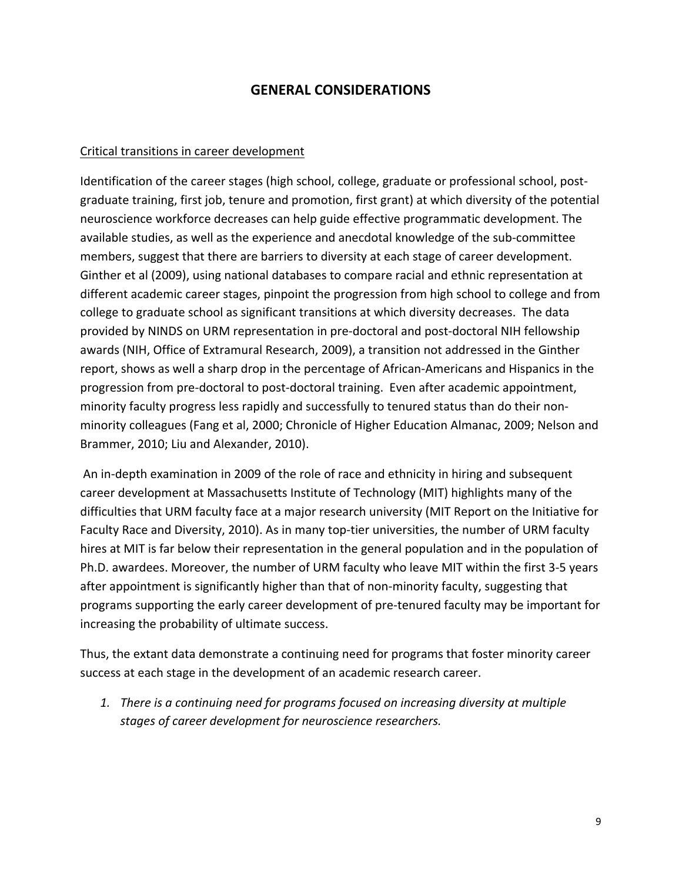# GENERAL CONSIDERATIONS

<u>Critical transitions in career development</u>

Identification of the career stages (high school, college, graduate or professional school, post-graduate training, first job, tenure and promotion, first grant) at which diversity of the potential neuroscience workforce decreases can help guide effective programmatic development. The available studies, as well as the experience and anecdotal knowledge of the sub-committee members, suggest that there are barriers to diversity at each stage of career development. Ginther et al (2009), using national databases to compare racial and ethnic representation at different academic career stages, pinpoint the progression from high school to college and from college to graduate school as significant transitions at which diversity decreases. The data provided by NINDS on URM representation in pre-doctoral and post-doctoral NIH fellowship awards (NIH, Office of Extramural Research, 2009), a transition not addressed in the Ginther report, shows as well a sharp drop in the percentage of African-Americans and Hispanics in the progression from pre-doctoral to post-doctoral training. Even after academic appointment, minority faculty progress less rapidly and successfully to tenured status than do their non-minority colleagues (Fang et al, 2000; Chronicle of Higher Education Almanac, 2009; Nelson and Brammer, 2010; Liu and Alexander, 2010).

An in-depth examination in 2009 of the role of race and ethnicity in hiring and subsequent career development at Massachusetts Institute of Technology (MIT) highlights many of the difficulties that URM faculty face at a major research university (MIT Report on the Initiative for Faculty Race and Diversity, 2010). As in many top-tier universities, the number of URM faculty hires at MIT is far below their representation in the general population and in the population of Ph.D. awardees. Moreover, the number of URM faculty who leave MIT within the first 3-5 years after appointment is significantly higher than that of non-minority faculty, suggesting that programs supporting the early career development of pre-tenured faculty may be important for increasing the probability of ultimate success.

Thus, the extant data demonstrate a continuing need for programs that foster minority career success at each stage in the development of an academic research career.

1. *There is a continuing need for programs focused on increasing diversity at multiple stages of career development for neuroscience researchers.*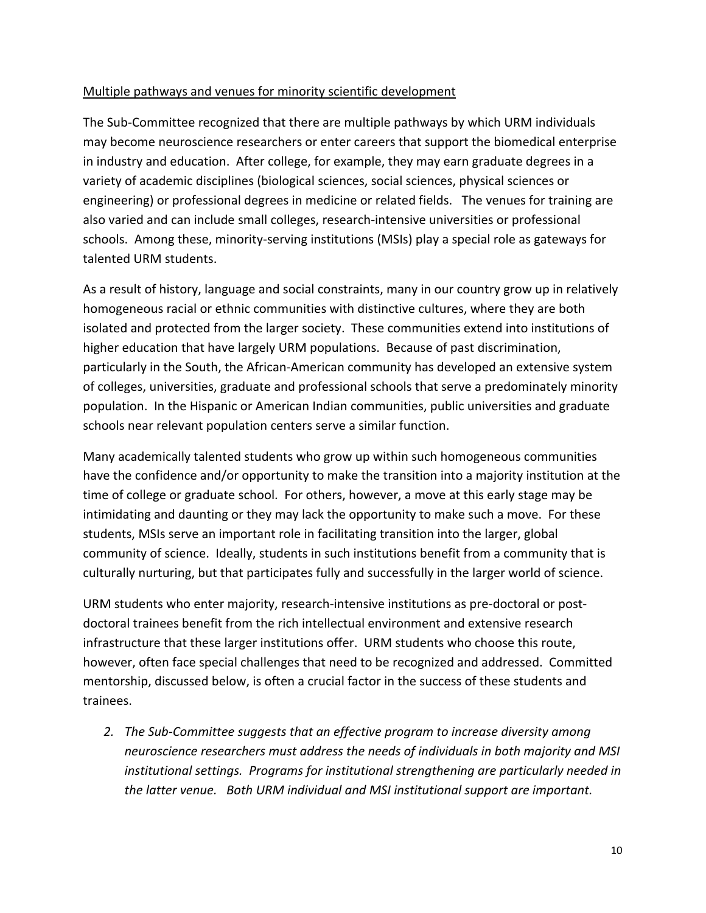<u>Multiple pathways and venues for minority scientific development</u>

The Sub-Committee recognized that there are multiple pathways by which URM individuals may become neuroscience researchers or enter careers that support the biomedical enterprise in industry and education. After college, for example, they may earn graduate degrees in a variety of academic disciplines (biological sciences, social sciences, physical sciences or engineering) or professional degrees in medicine or related fields. The venues for training are also varied and can include small colleges, research-intensive universities or professional schools. Among these, minority-serving institutions (MSIs) play a special role as gateways for talented URM students.

As a result of history, language and social constraints, many in our country grow up in relatively homogeneous racial or ethnic communities with distinctive cultures, where they are both isolated and protected from the larger society. These communities extend into institutions of higher education that have largely URM populations. Because of past discrimination, particularly in the South, the African-American community has developed an extensive system of colleges, universities, graduate and professional schools that serve a predominately minority population. In the Hispanic or American Indian communities, public universities and graduate schools near relevant population centers serve a similar function.

Many academically talented students who grow up within such homogeneous communities have the confidence and/or opportunity to make the transition into a majority institution at the time of college or graduate school. For others, however, a move at this early stage may be intimidating and daunting or they may lack the opportunity to make such a move. For these students, MSIs serve an important role in facilitating transition into the larger, global community of science. Ideally, students in such institutions benefit from a community that is culturally nurturing, but that participates fully and successfully in the larger world of science.

URM students who enter majority, research-intensive institutions as pre-doctoral or post-doctoral trainees benefit from the rich intellectual environment and extensive research infrastructure that these larger institutions offer. URM students who choose this route, however, often face special challenges that need to be recognized and addressed. Committed mentorship, discussed below, is often a crucial factor in the success of these students and trainees.

2. *The Sub-Committee suggests that an effective program to increase diversity among neuroscience researchers must address the needs of individuals in both majority and MSI institutional settings. Programs for institutional strengthening are particularly needed in the latter venue. Both URM individual and MSI institutional support are important.*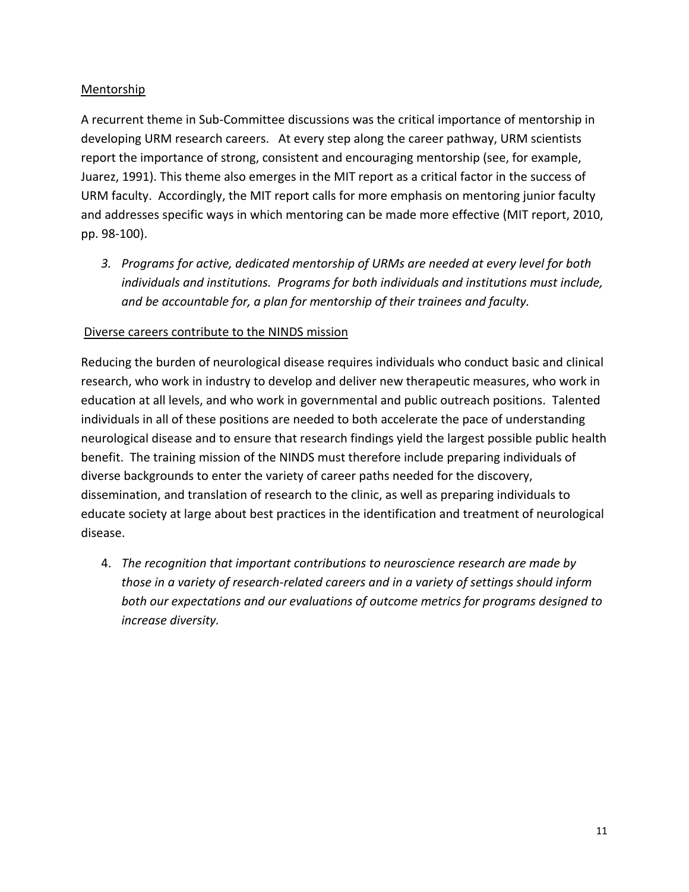## Mentorship

A recurrent theme in Sub-Committee discussions was the critical importance of mentorship in developing URM research careers. At every step along the career pathway, URM scientists report the importance of strong, consistent and encouraging mentorship (see, for example, Juarez, 1991). This theme also emerges in the MIT report as a critical factor in the success of URM faculty. Accordingly, the MIT report calls for more emphasis on mentoring junior faculty and addresses specific ways in which mentoring can be made more effective (MIT report, 2010, pp. 98-100).

3. *Programs for active, dedicated mentorship of URMs are needed at every level for both individuals and institutions. Programs for both individuals and institutions must include, and be accountable for, a plan for mentorship of their trainees and faculty.*

## Diverse careers contribute to the NINDS mission

Reducing the burden of neurological disease requires individuals who conduct basic and clinical research, who work in industry to develop and deliver new therapeutic measures, who work in education at all levels, and who work in governmental and public outreach positions. Talented individuals in all of these positions are needed to both accelerate the pace of understanding neurological disease and to ensure that research findings yield the largest possible public health benefit. The training mission of the NINDS must therefore include preparing individuals of diverse backgrounds to enter the variety of career paths needed for the discovery, dissemination, and translation of research to the clinic, as well as preparing individuals to educate society at large about best practices in the identification and treatment of neurological disease.

4. *The recognition that important contributions to neuroscience research are made by those in a variety of research-related careers and in a variety of settings should inform both our expectations and our evaluations of outcome metrics for programs designed to increase diversity.*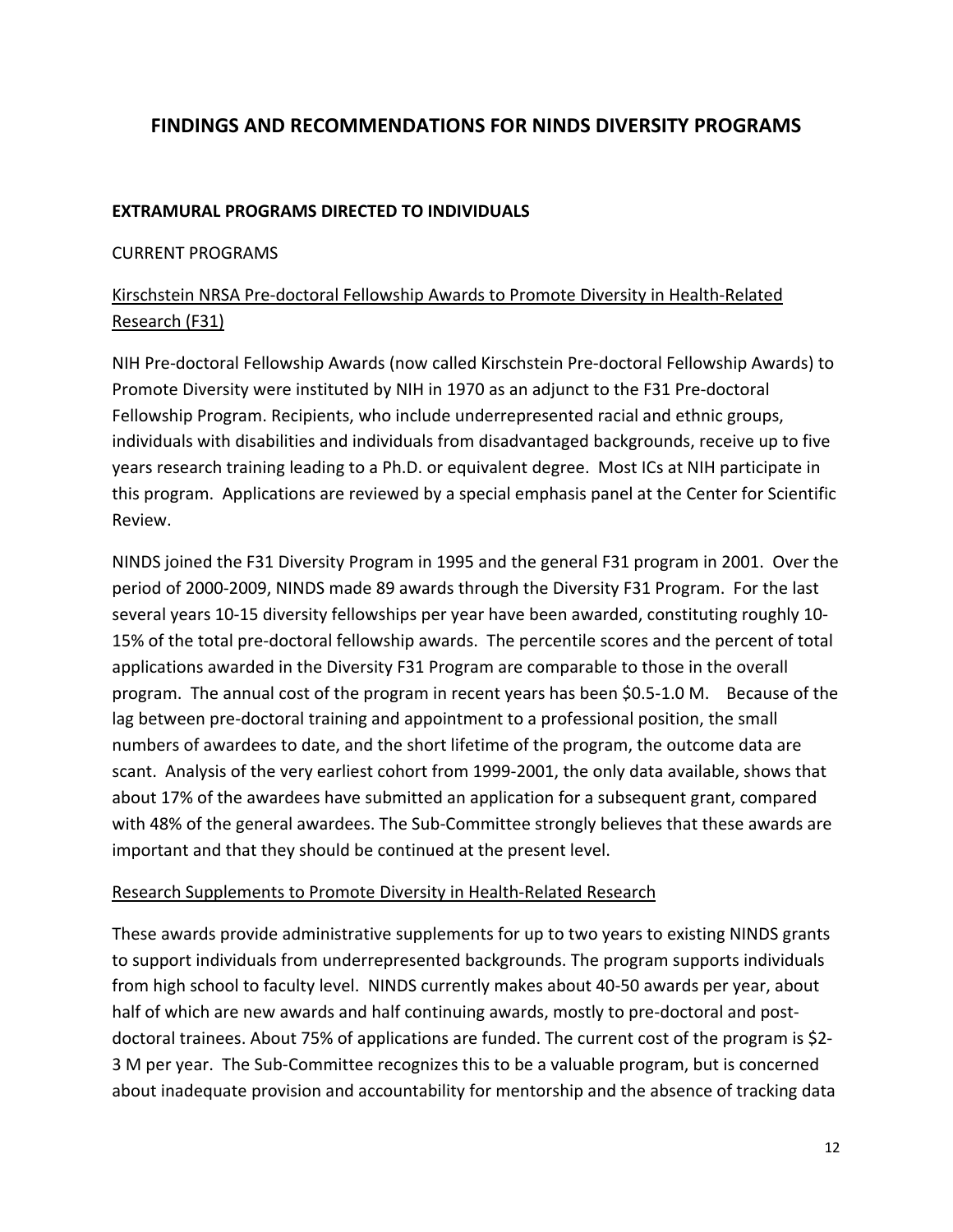# FINDINGS AND RECOMMENDATIONS FOR NINDS DIVERSITY PROGRAMS

## EXTRAMURAL PROGRAMS DIRECTED TO INDIVIDUALS

### CURRENT PROGRAMS

#### Kirschstein NRSA Pre-doctoral Fellowship Awards to Promote Diversity in Health-Related Research (F31)

NIH Pre-doctoral Fellowship Awards (now called Kirschstein Pre-doctoral Fellowship Awards) to Promote Diversity were instituted by NIH in 1970 as an adjunct to the F31 Pre-doctoral Fellowship Program. Recipients, who include underrepresented racial and ethnic groups, individuals with disabilities and individuals from disadvantaged backgrounds, receive up to five years research training leading to a Ph.D. or equivalent degree. Most ICs at NIH participate in this program. Applications are reviewed by a special emphasis panel at the Center for Scientific Review.

NINDS joined the F31 Diversity Program in 1995 and the general F31 program in 2001. Over the period of 2000-2009, NINDS made 89 awards through the Diversity F31 Program. For the last several years 10-15 diversity fellowships per year have been awarded, constituting roughly 10-15% of the total pre-doctoral fellowship awards. The percentile scores and the percent of total applications awarded in the Diversity F31 Program are comparable to those in the overall program. The annual cost of the program in recent years has been $0.5-1.0 M. Because of the lag between pre-doctoral training and appointment to a professional position, the small numbers of awardees to date, and the short lifetime of the program, the outcome data are scant. Analysis of the very earliest cohort from 1999-2001, the only data available, shows that about 17% of the awardees have submitted an application for a subsequent grant, compared with 48% of the general awardees. The Sub-Committee strongly believes that these awards are important and that they should be continued at the present level.

#### Research Supplements to Promote Diversity in Health-Related Research

These awards provide administrative supplements for up to two years to existing NINDS grants to support individuals from underrepresented backgrounds. The program supports individuals from high school to faculty level. NINDS currently makes about 40-50 awards per year, about half of which are new awards and half continuing awards, mostly to pre-doctoral and post-doctoral trainees. About 75% of applications are funded. The current cost of the program is $2-3 M per year. The Sub-Committee recognizes this to be a valuable program, but is concerned about inadequate provision and accountability for mentorship and the absence of tracking data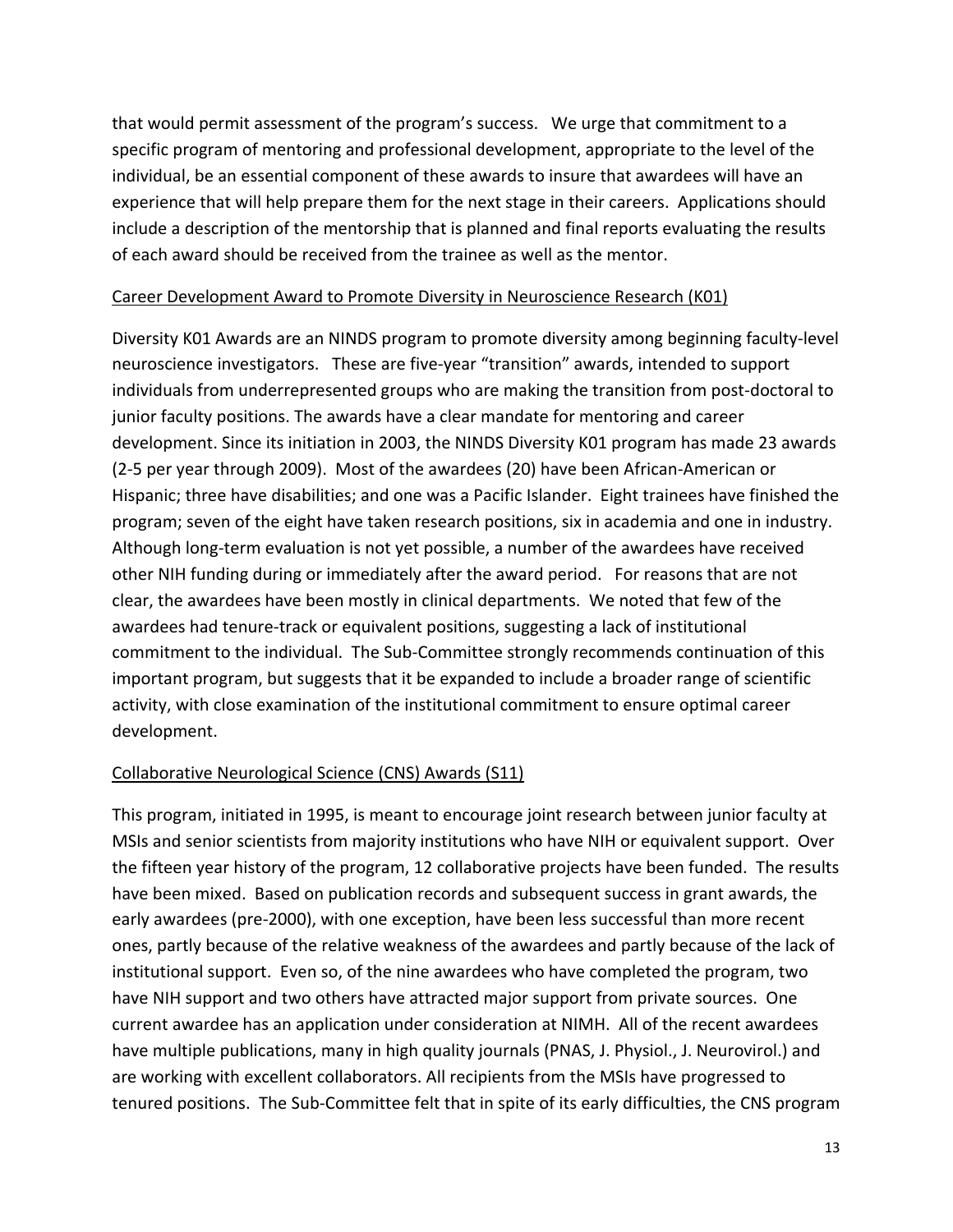that would permit assessment of the program's success. We urge that commitment to a specific program of mentoring and professional development, appropriate to the level of the individual, be an essential component of these awards to insure that awardees will have an experience that will help prepare them for the next stage in their careers. Applications should include a description of the mentorship that is planned and final reports evaluating the results of each award should be received from the trainee as well as the mentor.

Career Development Award to Promote Diversity in Neuroscience Research (K01)

Diversity K01 Awards are an NINDS program to promote diversity among beginning faculty-level neuroscience investigators. These are five-year "transition" awards, intended to support individuals from underrepresented groups who are making the transition from post-doctoral to junior faculty positions. The awards have a clear mandate for mentoring and career development. Since its initiation in 2003, the NINDS Diversity K01 program has made 23 awards (2-5 per year through 2009). Most of the awardees (20) have been African-American or Hispanic; three have disabilities; and one was a Pacific Islander. Eight trainees have finished the program; seven of the eight have taken research positions, six in academia and one in industry. Although long-term evaluation is not yet possible, a number of the awardees have received other NIH funding during or immediately after the award period. For reasons that are not clear, the awardees have been mostly in clinical departments. We noted that few of the awardees had tenure-track or equivalent positions, suggesting a lack of institutional commitment to the individual. The Sub-Committee strongly recommends continuation of this important program, but suggests that it be expanded to include a broader range of scientific activity, with close examination of the institutional commitment to ensure optimal career development.

Collaborative Neurological Science (CNS) Awards (S11)

This program, initiated in 1995, is meant to encourage joint research between junior faculty at MSIs and senior scientists from majority institutions who have NIH or equivalent support. Over the fifteen year history of the program, 12 collaborative projects have been funded. The results have been mixed. Based on publication records and subsequent success in grant awards, the early awardees (pre-2000), with one exception, have been less successful than more recent ones, partly because of the relative weakness of the awardees and partly because of the lack of institutional support. Even so, of the nine awardees who have completed the program, two have NIH support and two others have attracted major support from private sources. One current awardee has an application under consideration at NIMH. All of the recent awardees have multiple publications, many in high quality journals (PNAS, J. Physiol., J. Neurovirol.) and are working with excellent collaborators. All recipients from the MSIs have progressed to tenured positions. The Sub-Committee felt that in spite of its early difficulties, the CNS program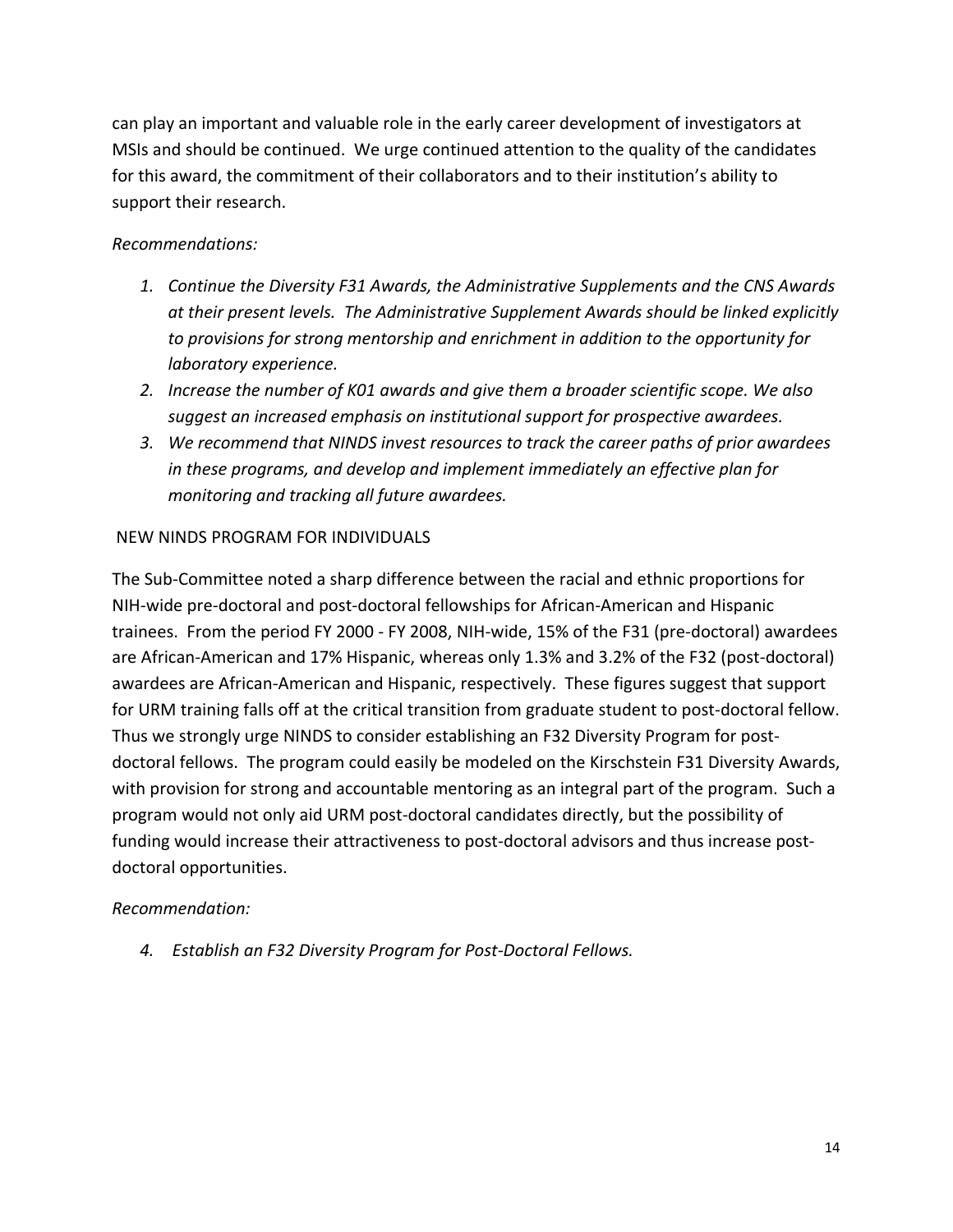can play an important and valuable role in the early career development of investigators at MSIs and should be continued. We urge continued attention to the quality of the candidates for this award, the commitment of their collaborators and to their institution's ability to support their research.

*Recommendations:*

1. *Continue the Diversity F31 Awards, the Administrative Supplements and the CNS Awards at their present levels. The Administrative Supplement Awards should be linked explicitly to provisions for strong mentorship and enrichment in addition to the opportunity for laboratory experience.*
2. *Increase the number of K01 awards and give them a broader scientific scope. We also suggest an increased emphasis on institutional support for prospective awardees.*
3. *We recommend that NINDS invest resources to track the career paths of prior awardees in these programs, and develop and implement immediately an effective plan for monitoring and tracking all future awardees.*

NEW NINDS PROGRAM FOR INDIVIDUALS

The Sub-Committee noted a sharp difference between the racial and ethnic proportions for NIH-wide pre-doctoral and post-doctoral fellowships for African-American and Hispanic trainees. From the period FY 2000 - FY 2008, NIH-wide, 15% of the F31 (pre-doctoral) awardees are African-American and 17% Hispanic, whereas only 1.3% and 3.2% of the F32 (post-doctoral) awardees are African-American and Hispanic, respectively. These figures suggest that support for URM training falls off at the critical transition from graduate student to post-doctoral fellow. Thus we strongly urge NINDS to consider establishing an F32 Diversity Program for post-doctoral fellows. The program could easily be modeled on the Kirschstein F31 Diversity Awards, with provision for strong and accountable mentoring as an integral part of the program. Such a program would not only aid URM post-doctoral candidates directly, but the possibility of funding would increase their attractiveness to post-doctoral advisors and thus increase post-doctoral opportunities.

*Recommendation:*

4. *Establish an F32 Diversity Program for Post-Doctoral Fellows.*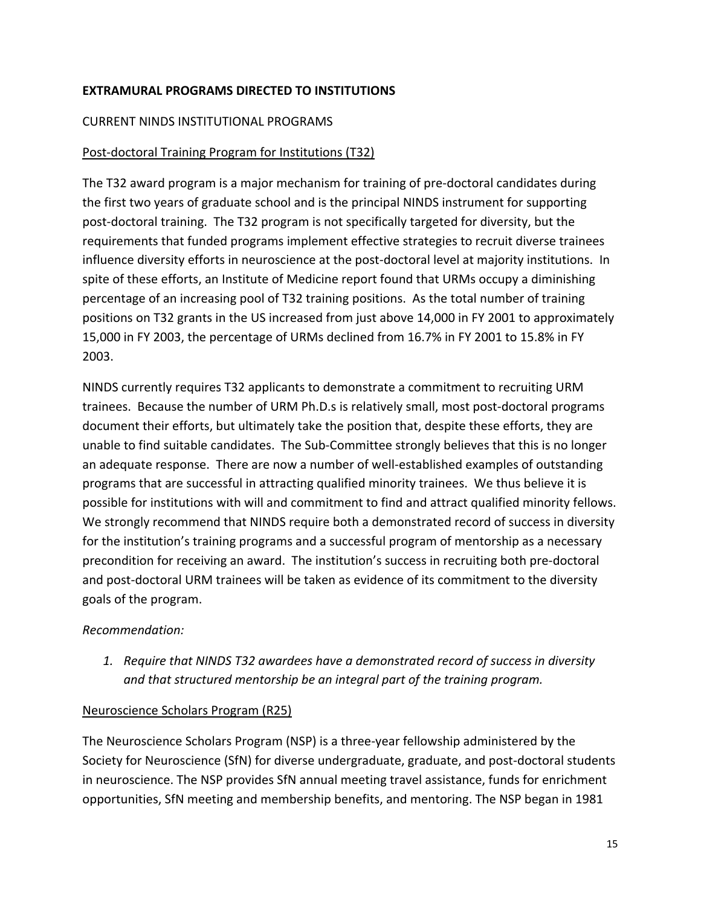**EXTRAMURAL PROGRAMS DIRECTED TO INSTITUTIONS**

CURRENT NINDS INSTITUTIONAL PROGRAMS

Post-doctoral Training Program for Institutions (T32)

The T32 award program is a major mechanism for training of pre-doctoral candidates during the first two years of graduate school and is the principal NINDS instrument for supporting post-doctoral training. The T32 program is not specifically targeted for diversity, but the requirements that funded programs implement effective strategies to recruit diverse trainees influence diversity efforts in neuroscience at the post-doctoral level at majority institutions. In spite of these efforts, an Institute of Medicine report found that URMs occupy a diminishing percentage of an increasing pool of T32 training positions. As the total number of training positions on T32 grants in the US increased from just above 14,000 in FY 2001 to approximately 15,000 in FY 2003, the percentage of URMs declined from 16.7% in FY 2001 to 15.8% in FY 2003.

NINDS currently requires T32 applicants to demonstrate a commitment to recruiting URM trainees. Because the number of URM Ph.D.s is relatively small, most post-doctoral programs document their efforts, but ultimately take the position that, despite these efforts, they are unable to find suitable candidates. The Sub-Committee strongly believes that this is no longer an adequate response. There are now a number of well-established examples of outstanding programs that are successful in attracting qualified minority trainees. We thus believe it is possible for institutions with will and commitment to find and attract qualified minority fellows. We strongly recommend that NINDS require both a demonstrated record of success in diversity for the institution's training programs and a successful program of mentorship as a necessary precondition for receiving an award. The institution's success in recruiting both pre-doctoral and post-doctoral URM trainees will be taken as evidence of its commitment to the diversity goals of the program.

*Recommendation:*

1. *Require that NINDS T32 awardees have a demonstrated record of success in diversity and that structured mentorship be an integral part of the training program.*

Neuroscience Scholars Program (R25)

The Neuroscience Scholars Program (NSP) is a three-year fellowship administered by the Society for Neuroscience (SfN) for diverse undergraduate, graduate, and post-doctoral students in neuroscience. The NSP provides SfN annual meeting travel assistance, funds for enrichment opportunities, SfN meeting and membership benefits, and mentoring. The NSP began in 1981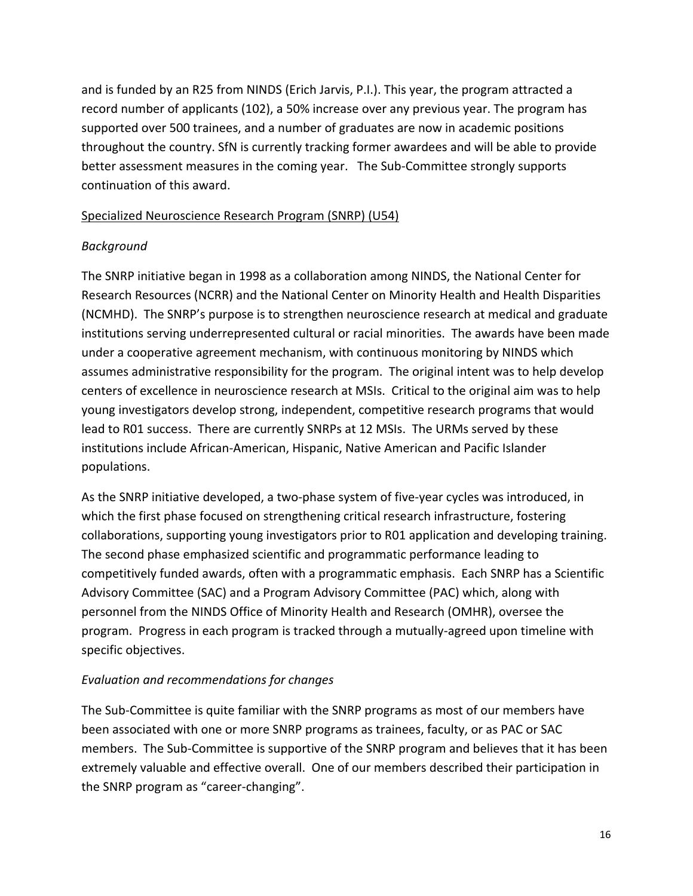and is funded by an R25 from NINDS (Erich Jarvis, P.I.). This year, the program attracted a record number of applicants (102), a 50% increase over any previous year. The program has supported over 500 trainees, and a number of graduates are now in academic positions throughout the country. SfN is currently tracking former awardees and will be able to provide better assessment measures in the coming year. The Sub-Committee strongly supports continuation of this award.

<u>Specialized Neuroscience Research Program (SNRP) (U54)</u>

*Background*

The SNRP initiative began in 1998 as a collaboration among NINDS, the National Center for Research Resources (NCRR) and the National Center on Minority Health and Health Disparities (NCMHD). The SNRP's purpose is to strengthen neuroscience research at medical and graduate institutions serving underrepresented cultural or racial minorities. The awards have been made under a cooperative agreement mechanism, with continuous monitoring by NINDS which assumes administrative responsibility for the program. The original intent was to help develop centers of excellence in neuroscience research at MSIs. Critical to the original aim was to help young investigators develop strong, independent, competitive research programs that would lead to R01 success. There are currently SNRPs at 12 MSIs. The URMs served by these institutions include African-American, Hispanic, Native American and Pacific Islander populations.

As the SNRP initiative developed, a two-phase system of five-year cycles was introduced, in which the first phase focused on strengthening critical research infrastructure, fostering collaborations, supporting young investigators prior to R01 application and developing training. The second phase emphasized scientific and programmatic performance leading to competitively funded awards, often with a programmatic emphasis. Each SNRP has a Scientific Advisory Committee (SAC) and a Program Advisory Committee (PAC) which, along with personnel from the NINDS Office of Minority Health and Research (OMHR), oversee the program. Progress in each program is tracked through a mutually-agreed upon timeline with specific objectives.

*Evaluation and recommendations for changes*

The Sub-Committee is quite familiar with the SNRP programs as most of our members have been associated with one or more SNRP programs as trainees, faculty, or as PAC or SAC members. The Sub-Committee is supportive of the SNRP program and believes that it has been extremely valuable and effective overall. One of our members described their participation in the SNRP program as "career-changing".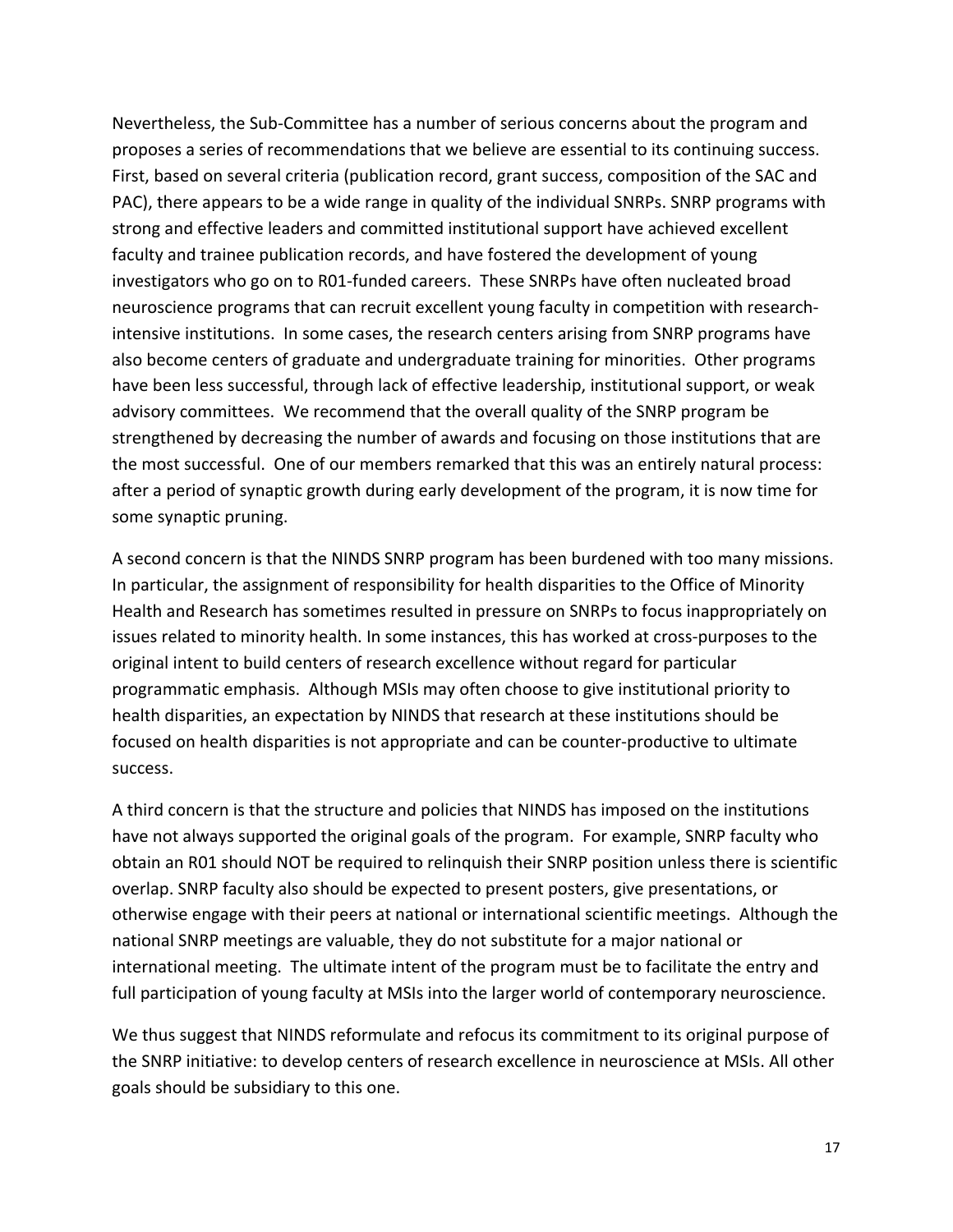Nevertheless, the Sub-Committee has a number of serious concerns about the program and proposes a series of recommendations that we believe are essential to its continuing success. First, based on several criteria (publication record, grant success, composition of the SAC and PAC), there appears to be a wide range in quality of the individual SNRPs. SNRP programs with strong and effective leaders and committed institutional support have achieved excellent faculty and trainee publication records, and have fostered the development of young investigators who go on to R01-funded careers. These SNRPs have often nucleated broad neuroscience programs that can recruit excellent young faculty in competition with research-intensive institutions. In some cases, the research centers arising from SNRP programs have also become centers of graduate and undergraduate training for minorities. Other programs have been less successful, through lack of effective leadership, institutional support, or weak advisory committees. We recommend that the overall quality of the SNRP program be strengthened by decreasing the number of awards and focusing on those institutions that are the most successful. One of our members remarked that this was an entirely natural process: after a period of synaptic growth during early development of the program, it is now time for some synaptic pruning.

A second concern is that the NINDS SNRP program has been burdened with too many missions. In particular, the assignment of responsibility for health disparities to the Office of Minority Health and Research has sometimes resulted in pressure on SNRPs to focus inappropriately on issues related to minority health. In some instances, this has worked at cross-purposes to the original intent to build centers of research excellence without regard for particular programmatic emphasis. Although MSIs may often choose to give institutional priority to health disparities, an expectation by NINDS that research at these institutions should be focused on health disparities is not appropriate and can be counter-productive to ultimate success.

A third concern is that the structure and policies that NINDS has imposed on the institutions have not always supported the original goals of the program. For example, SNRP faculty who obtain an R01 should NOT be required to relinquish their SNRP position unless there is scientific overlap. SNRP faculty also should be expected to present posters, give presentations, or otherwise engage with their peers at national or international scientific meetings. Although the national SNRP meetings are valuable, they do not substitute for a major national or international meeting. The ultimate intent of the program must be to facilitate the entry and full participation of young faculty at MSIs into the larger world of contemporary neuroscience.

We thus suggest that NINDS reformulate and refocus its commitment to its original purpose of the SNRP initiative: to develop centers of research excellence in neuroscience at MSIs. All other goals should be subsidiary to this one.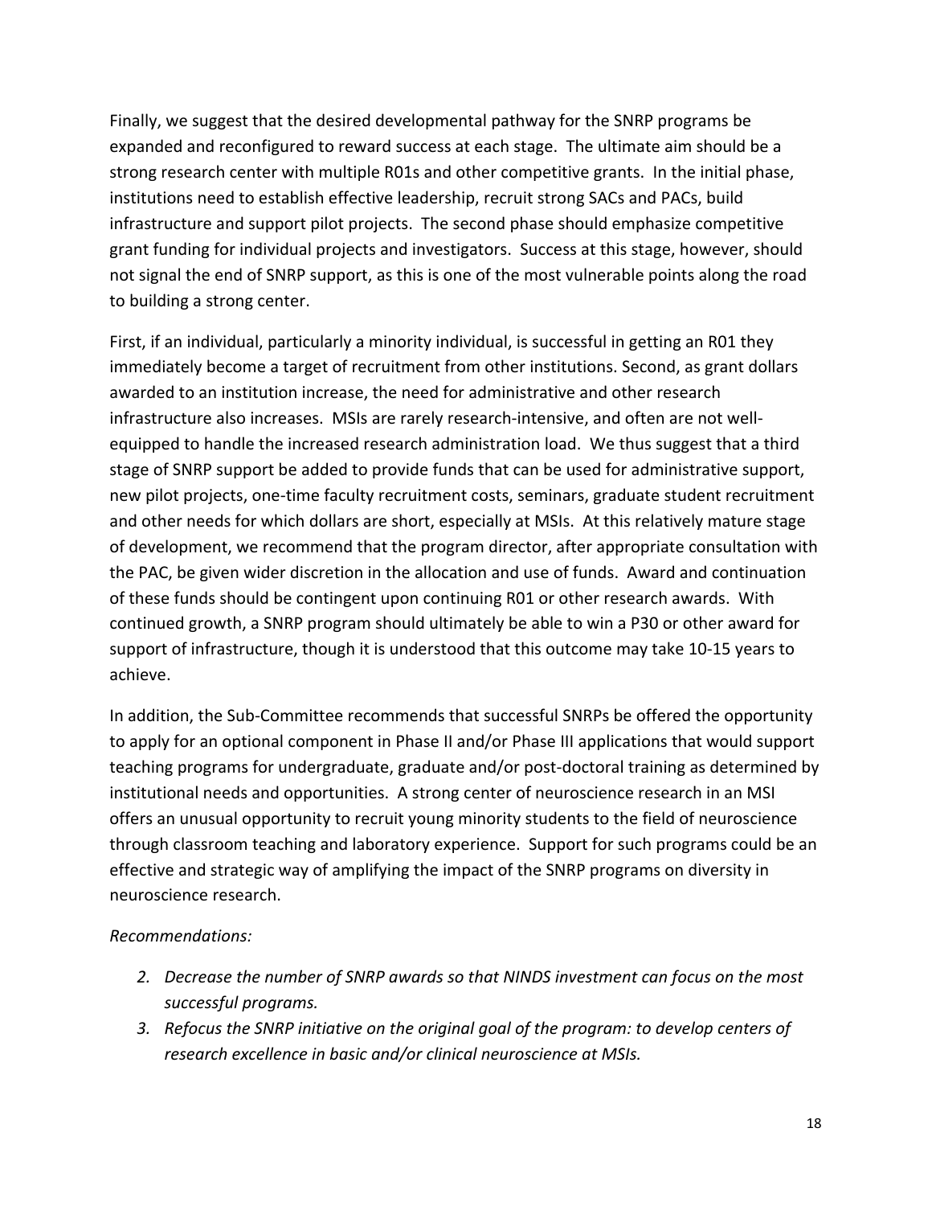Finally, we suggest that the desired developmental pathway for the SNRP programs be expanded and reconfigured to reward success at each stage. The ultimate aim should be a strong research center with multiple R01s and other competitive grants. In the initial phase, institutions need to establish effective leadership, recruit strong SACs and PACs, build infrastructure and support pilot projects. The second phase should emphasize competitive grant funding for individual projects and investigators. Success at this stage, however, should not signal the end of SNRP support, as this is one of the most vulnerable points along the road to building a strong center.

First, if an individual, particularly a minority individual, is successful in getting an R01 they immediately become a target of recruitment from other institutions. Second, as grant dollars awarded to an institution increase, the need for administrative and other research infrastructure also increases. MSIs are rarely research-intensive, and often are not well-equipped to handle the increased research administration load. We thus suggest that a third stage of SNRP support be added to provide funds that can be used for administrative support, new pilot projects, one-time faculty recruitment costs, seminars, graduate student recruitment and other needs for which dollars are short, especially at MSIs. At this relatively mature stage of development, we recommend that the program director, after appropriate consultation with the PAC, be given wider discretion in the allocation and use of funds. Award and continuation of these funds should be contingent upon continuing R01 or other research awards. With continued growth, a SNRP program should ultimately be able to win a P30 or other award for support of infrastructure, though it is understood that this outcome may take 10-15 years to achieve.

In addition, the Sub-Committee recommends that successful SNRPs be offered the opportunity to apply for an optional component in Phase II and/or Phase III applications that would support teaching programs for undergraduate, graduate and/or post-doctoral training as determined by institutional needs and opportunities. A strong center of neuroscience research in an MSI offers an unusual opportunity to recruit young minority students to the field of neuroscience through classroom teaching and laboratory experience. Support for such programs could be an effective and strategic way of amplifying the impact of the SNRP programs on diversity in neuroscience research.

*Recommendations:*

2. *Decrease the number of SNRP awards so that NINDS investment can focus on the most successful programs.*
3. *Refocus the SNRP initiative on the original goal of the program: to develop centers of research excellence in basic and/or clinical neuroscience at MSIs.*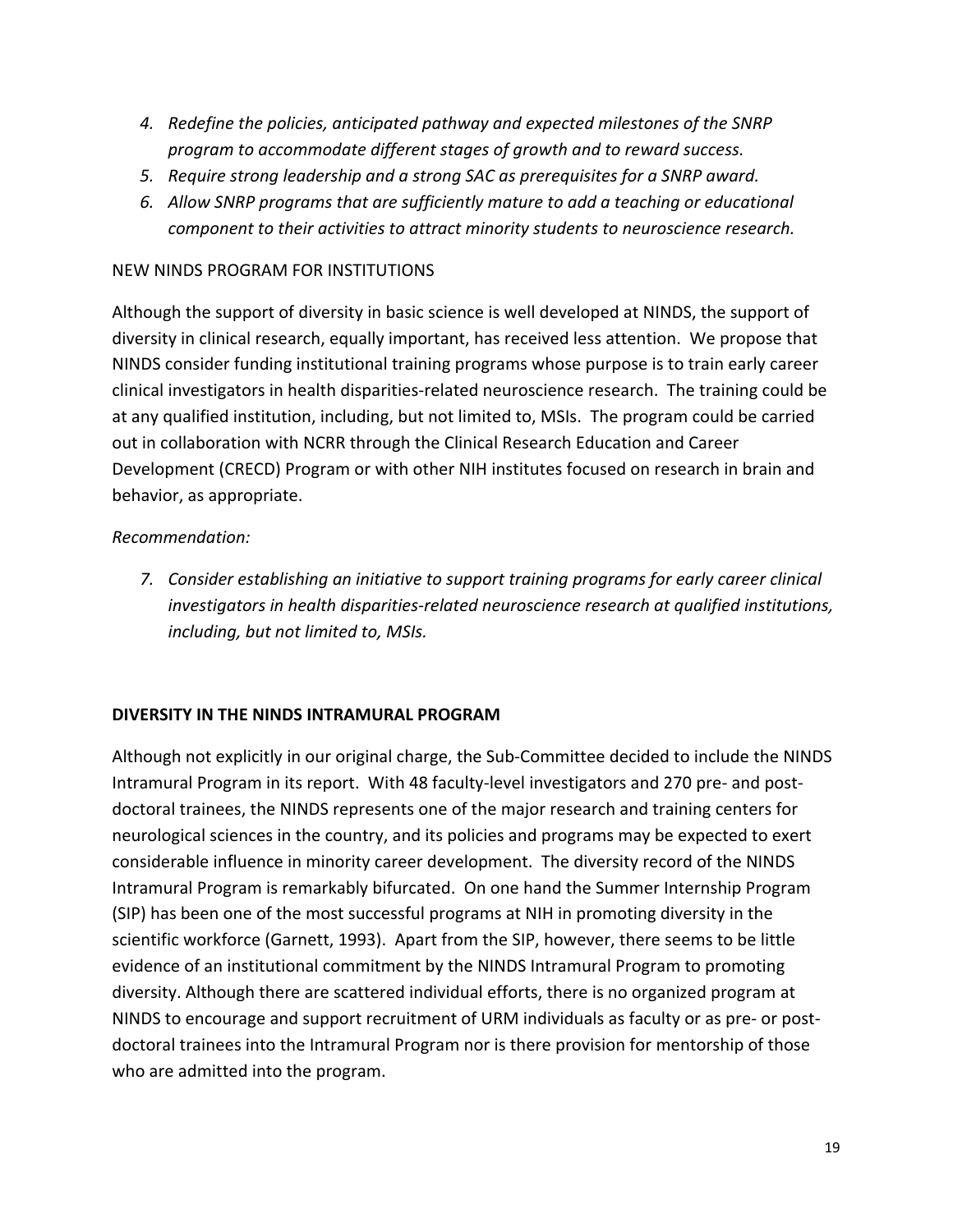4. *Redefine the policies, anticipated pathway and expected milestones of the SNRP program to accommodate different stages of growth and to reward success.*
5. *Require strong leadership and a strong SAC as prerequisites for a SNRP award.*
6. *Allow SNRP programs that are sufficiently mature to add a teaching or educational component to their activities to attract minority students to neuroscience research.*

NEW NINDS PROGRAM FOR INSTITUTIONS

Although the support of diversity in basic science is well developed at NINDS, the support of diversity in clinical research, equally important, has received less attention. We propose that NINDS consider funding institutional training programs whose purpose is to train early career clinical investigators in health disparities-related neuroscience research. The training could be at any qualified institution, including, but not limited to, MSIs. The program could be carried out in collaboration with NCRR through the Clinical Research Education and Career Development (CRECD) Program or with other NIH institutes focused on research in brain and behavior, as appropriate.

*Recommendation:*

7. *Consider establishing an initiative to support training programs for early career clinical investigators in health disparities-related neuroscience research at qualified institutions, including, but not limited to, MSIs.*

**DIVERSITY IN THE NINDS INTRAMURAL PROGRAM**

Although not explicitly in our original charge, the Sub-Committee decided to include the NINDS Intramural Program in its report. With 48 faculty-level investigators and 270 pre- and post-doctoral trainees, the NINDS represents one of the major research and training centers for neurological sciences in the country, and its policies and programs may be expected to exert considerable influence in minority career development. The diversity record of the NINDS Intramural Program is remarkably bifurcated. On one hand the Summer Internship Program (SIP) has been one of the most successful programs at NIH in promoting diversity in the scientific workforce (Garnett, 1993). Apart from the SIP, however, there seems to be little evidence of an institutional commitment by the NINDS Intramural Program to promoting diversity. Although there are scattered individual efforts, there is no organized program at NINDS to encourage and support recruitment of URM individuals as faculty or as pre- or post-doctoral trainees into the Intramural Program nor is there provision for mentorship of those who are admitted into the program.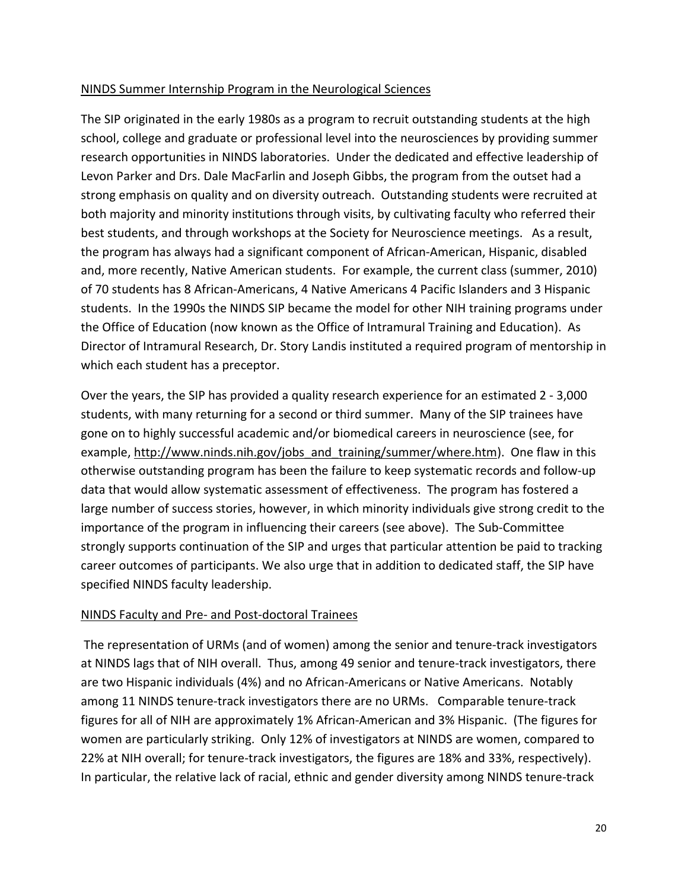NINDS Summer Internship Program in the Neurological Sciences

The SIP originated in the early 1980s as a program to recruit outstanding students at the high school, college and graduate or professional level into the neurosciences by providing summer research opportunities in NINDS laboratories. Under the dedicated and effective leadership of Levon Parker and Drs. Dale MacFarlin and Joseph Gibbs, the program from the outset had a strong emphasis on quality and on diversity outreach. Outstanding students were recruited at both majority and minority institutions through visits, by cultivating faculty who referred their best students, and through workshops at the Society for Neuroscience meetings. As a result, the program has always had a significant component of African-American, Hispanic, disabled and, more recently, Native American students. For example, the current class (summer, 2010) of 70 students has 8 African-Americans, 4 Native Americans 4 Pacific Islanders and 3 Hispanic students. In the 1990s the NINDS SIP became the model for other NIH training programs under the Office of Education (now known as the Office of Intramural Training and Education). As Director of Intramural Research, Dr. Story Landis instituted a required program of mentorship in which each student has a preceptor.

Over the years, the SIP has provided a quality research experience for an estimated 2 - 3,000 students, with many returning for a second or third summer. Many of the SIP trainees have gone on to highly successful academic and/or biomedical careers in neuroscience (see, for example, http://www.ninds.nih.gov/jobs_and_training/summer/where.htm). One flaw in this otherwise outstanding program has been the failure to keep systematic records and follow-up data that would allow systematic assessment of effectiveness. The program has fostered a large number of success stories, however, in which minority individuals give strong credit to the importance of the program in influencing their careers (see above). The Sub-Committee strongly supports continuation of the SIP and urges that particular attention be paid to tracking career outcomes of participants. We also urge that in addition to dedicated staff, the SIP have specified NINDS faculty leadership.

NINDS Faculty and Pre- and Post-doctoral Trainees

The representation of URMs (and of women) among the senior and tenure-track investigators at NINDS lags that of NIH overall. Thus, among 49 senior and tenure-track investigators, there are two Hispanic individuals (4%) and no African-Americans or Native Americans. Notably among 11 NINDS tenure-track investigators there are no URMs. Comparable tenure-track figures for all of NIH are approximately 1% African-American and 3% Hispanic. (The figures for women are particularly striking. Only 12% of investigators at NINDS are women, compared to 22% at NIH overall; for tenure-track investigators, the figures are 18% and 33%, respectively). In particular, the relative lack of racial, ethnic and gender diversity among NINDS tenure-track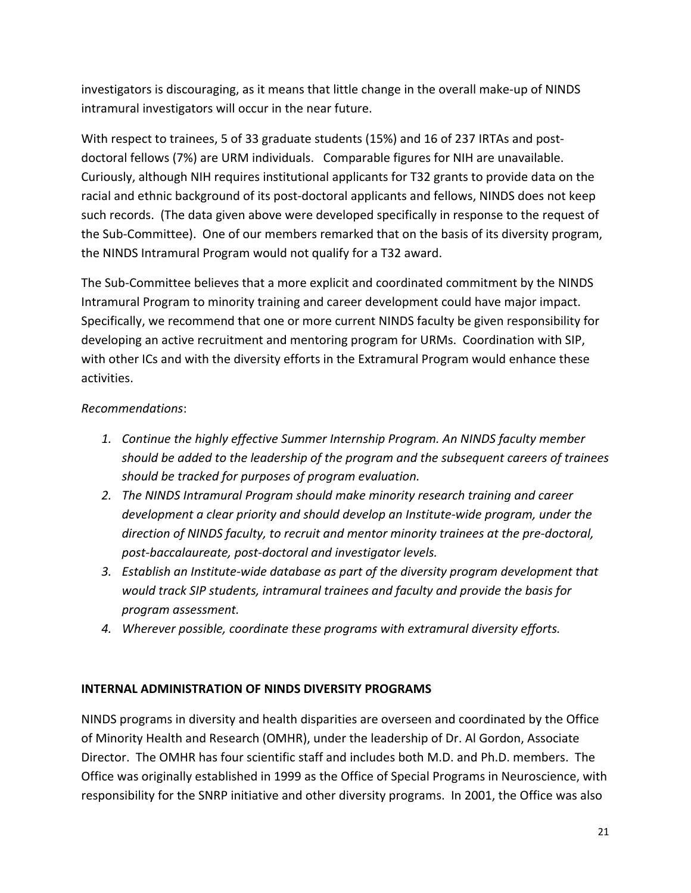investigators is discouraging, as it means that little change in the overall make-up of NINDS intramural investigators will occur in the near future.

With respect to trainees, 5 of 33 graduate students (15%) and 16 of 237 IRTAs and post-doctoral fellows (7%) are URM individuals. Comparable figures for NIH are unavailable. Curiously, although NIH requires institutional applicants for T32 grants to provide data on the racial and ethnic background of its post-doctoral applicants and fellows, NINDS does not keep such records. (The data given above were developed specifically in response to the request of the Sub-Committee). One of our members remarked that on the basis of its diversity program, the NINDS Intramural Program would not qualify for a T32 award.

The Sub-Committee believes that a more explicit and coordinated commitment by the NINDS Intramural Program to minority training and career development could have major impact. Specifically, we recommend that one or more current NINDS faculty be given responsibility for developing an active recruitment and mentoring program for URMs. Coordination with SIP, with other ICs and with the diversity efforts in the Extramural Program would enhance these activities.

*Recommendations*:

1. *Continue the highly effective Summer Internship Program. An NINDS faculty member should be added to the leadership of the program and the subsequent careers of trainees should be tracked for purposes of program evaluation.*
2. *The NINDS Intramural Program should make minority research training and career development a clear priority and should develop an Institute-wide program, under the direction of NINDS faculty, to recruit and mentor minority trainees at the pre-doctoral, post-baccalaureate, post-doctoral and investigator levels.*
3. *Establish an Institute-wide database as part of the diversity program development that would track SIP students, intramural trainees and faculty and provide the basis for program assessment.*
4. *Wherever possible, coordinate these programs with extramural diversity efforts.*

**INTERNAL ADMINISTRATION OF NINDS DIVERSITY PROGRAMS**

NINDS programs in diversity and health disparities are overseen and coordinated by the Office of Minority Health and Research (OMHR), under the leadership of Dr. Al Gordon, Associate Director. The OMHR has four scientific staff and includes both M.D. and Ph.D. members. The Office was originally established in 1999 as the Office of Special Programs in Neuroscience, with responsibility for the SNRP initiative and other diversity programs. In 2001, the Office was also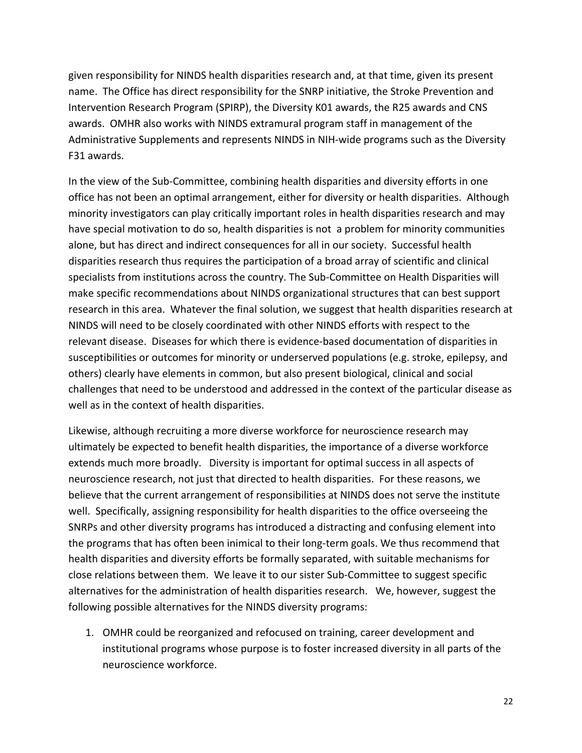given responsibility for NINDS health disparities research and, at that time, given its present name. The Office has direct responsibility for the SNRP initiative, the Stroke Prevention and Intervention Research Program (SPIRP), the Diversity K01 awards, the R25 awards and CNS awards. OMHR also works with NINDS extramural program staff in management of the Administrative Supplements and represents NINDS in NIH-wide programs such as the Diversity F31 awards.

In the view of the Sub-Committee, combining health disparities and diversity efforts in one office has not been an optimal arrangement, either for diversity or health disparities. Although minority investigators can play critically important roles in health disparities research and may have special motivation to do so, health disparities is not a problem for minority communities alone, but has direct and indirect consequences for all in our society. Successful health disparities research thus requires the participation of a broad array of scientific and clinical specialists from institutions across the country. The Sub-Committee on Health Disparities will make specific recommendations about NINDS organizational structures that can best support research in this area. Whatever the final solution, we suggest that health disparities research at NINDS will need to be closely coordinated with other NINDS efforts with respect to the relevant disease. Diseases for which there is evidence-based documentation of disparities in susceptibilities or outcomes for minority or underserved populations (e.g. stroke, epilepsy, and others) clearly have elements in common, but also present biological, clinical and social challenges that need to be understood and addressed in the context of the particular disease as well as in the context of health disparities.

Likewise, although recruiting a more diverse workforce for neuroscience research may ultimately be expected to benefit health disparities, the importance of a diverse workforce extends much more broadly. Diversity is important for optimal success in all aspects of neuroscience research, not just that directed to health disparities. For these reasons, we believe that the current arrangement of responsibilities at NINDS does not serve the institute well. Specifically, assigning responsibility for health disparities to the office overseeing the SNRPs and other diversity programs has introduced a distracting and confusing element into the programs that has often been inimical to their long-term goals. We thus recommend that health disparities and diversity efforts be formally separated, with suitable mechanisms for close relations between them. We leave it to our sister Sub-Committee to suggest specific alternatives for the administration of health disparities research. We, however, suggest the following possible alternatives for the NINDS diversity programs:

1. OMHR could be reorganized and refocused on training, career development and institutional programs whose purpose is to foster increased diversity in all parts of the neuroscience workforce.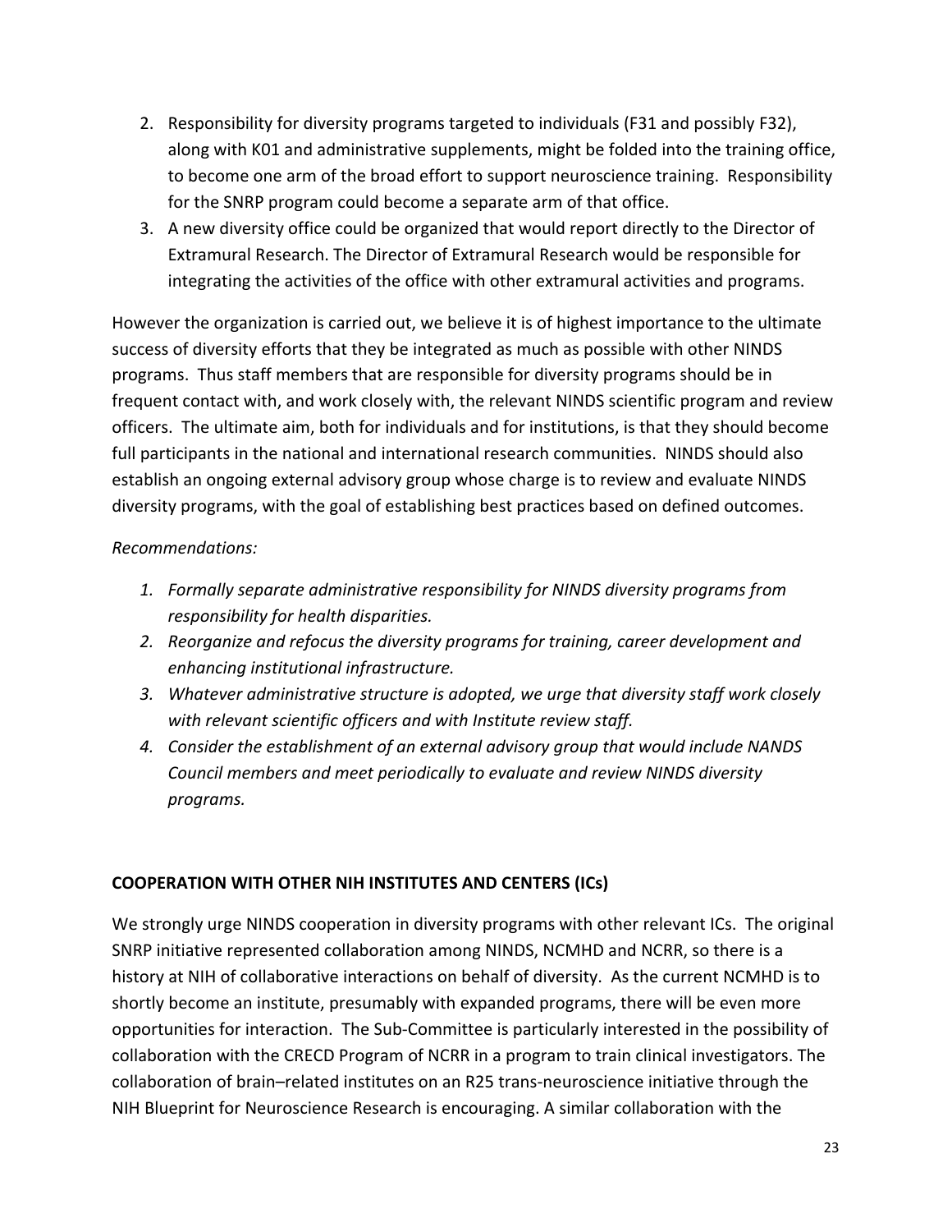2. Responsibility for diversity programs targeted to individuals (F31 and possibly F32), along with K01 and administrative supplements, might be folded into the training office, to become one arm of the broad effort to support neuroscience training. Responsibility for the SNRP program could become a separate arm of that office.
3. A new diversity office could be organized that would report directly to the Director of Extramural Research. The Director of Extramural Research would be responsible for integrating the activities of the office with other extramural activities and programs.

However the organization is carried out, we believe it is of highest importance to the ultimate success of diversity efforts that they be integrated as much as possible with other NINDS programs. Thus staff members that are responsible for diversity programs should be in frequent contact with, and work closely with, the relevant NINDS scientific program and review officers. The ultimate aim, both for individuals and for institutions, is that they should become full participants in the national and international research communities. NINDS should also establish an ongoing external advisory group whose charge is to review and evaluate NINDS diversity programs, with the goal of establishing best practices based on defined outcomes.

*Recommendations:*

1. *Formally separate administrative responsibility for NINDS diversity programs from responsibility for health disparities.*
2. *Reorganize and refocus the diversity programs for training, career development and enhancing institutional infrastructure.*
3. *Whatever administrative structure is adopted, we urge that diversity staff work closely with relevant scientific officers and with Institute review staff.*
4. *Consider the establishment of an external advisory group that would include NANDS Council members and meet periodically to evaluate and review NINDS diversity programs.*

**COOPERATION WITH OTHER NIH INSTITUTES AND CENTERS (ICs)**

We strongly urge NINDS cooperation in diversity programs with other relevant ICs. The original SNRP initiative represented collaboration among NINDS, NCMHD and NCRR, so there is a history at NIH of collaborative interactions on behalf of diversity. As the current NCMHD is to shortly become an institute, presumably with expanded programs, there will be even more opportunities for interaction. The Sub-Committee is particularly interested in the possibility of collaboration with the CRECD Program of NCRR in a program to train clinical investigators. The collaboration of brain–related institutes on an R25 trans-neuroscience initiative through the NIH Blueprint for Neuroscience Research is encouraging. A similar collaboration with the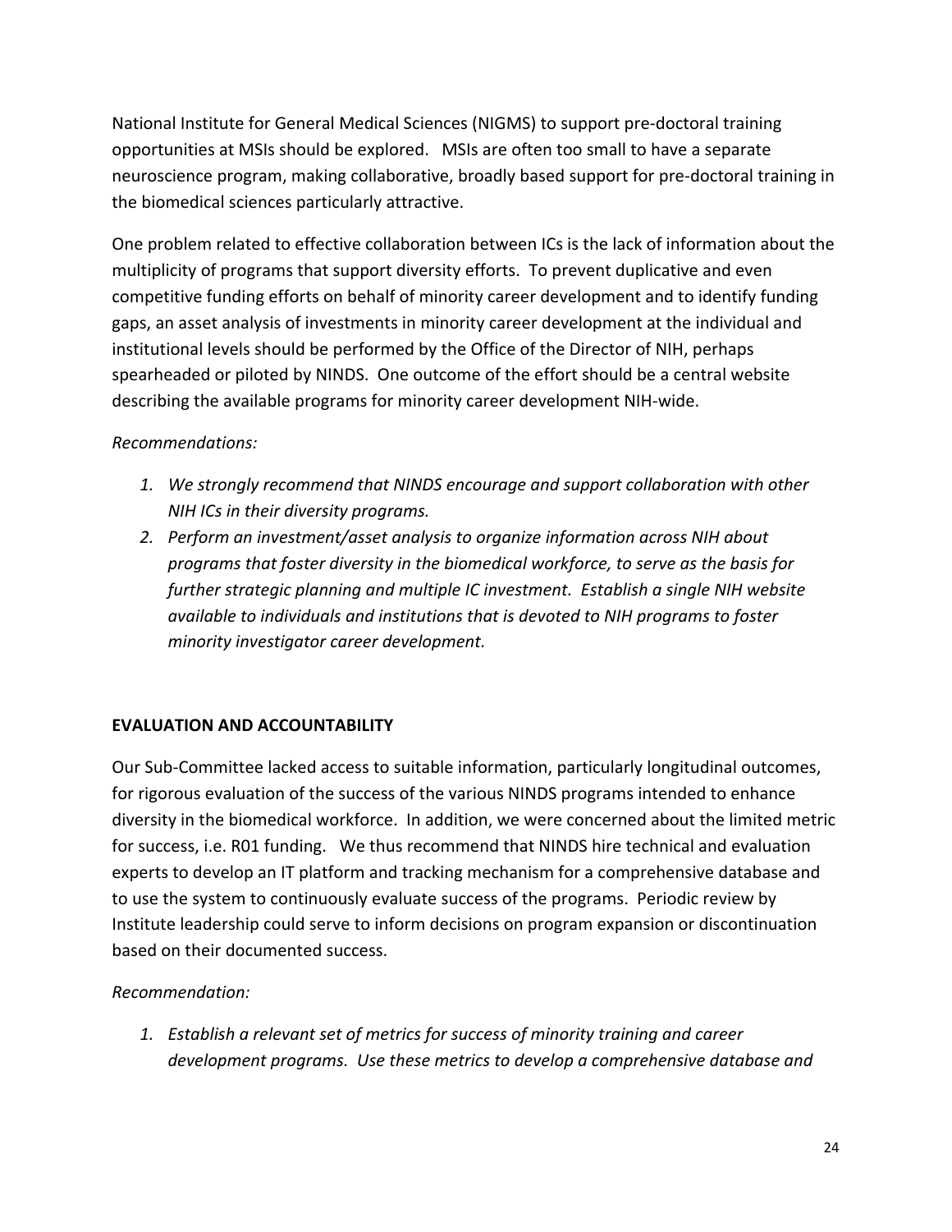National Institute for General Medical Sciences (NIGMS) to support pre-doctoral training opportunities at MSIs should be explored. MSIs are often too small to have a separate neuroscience program, making collaborative, broadly based support for pre-doctoral training in the biomedical sciences particularly attractive.

One problem related to effective collaboration between ICs is the lack of information about the multiplicity of programs that support diversity efforts. To prevent duplicative and even competitive funding efforts on behalf of minority career development and to identify funding gaps, an asset analysis of investments in minority career development at the individual and institutional levels should be performed by the Office of the Director of NIH, perhaps spearheaded or piloted by NINDS. One outcome of the effort should be a central website describing the available programs for minority career development NIH-wide.

*Recommendations:*

1. *We strongly recommend that NINDS encourage and support collaboration with other NIH ICs in their diversity programs.*
2. *Perform an investment/asset analysis to organize information across NIH about programs that foster diversity in the biomedical workforce, to serve as the basis for further strategic planning and multiple IC investment. Establish a single NIH website available to individuals and institutions that is devoted to NIH programs to foster minority investigator career development.*

**EVALUATION AND ACCOUNTABILITY**

Our Sub-Committee lacked access to suitable information, particularly longitudinal outcomes, for rigorous evaluation of the success of the various NINDS programs intended to enhance diversity in the biomedical workforce. In addition, we were concerned about the limited metric for success, i.e. R01 funding. We thus recommend that NINDS hire technical and evaluation experts to develop an IT platform and tracking mechanism for a comprehensive database and to use the system to continuously evaluate success of the programs. Periodic review by Institute leadership could serve to inform decisions on program expansion or discontinuation based on their documented success.

*Recommendation:*

1. *Establish a relevant set of metrics for success of minority training and career development programs. Use these metrics to develop a comprehensive database and*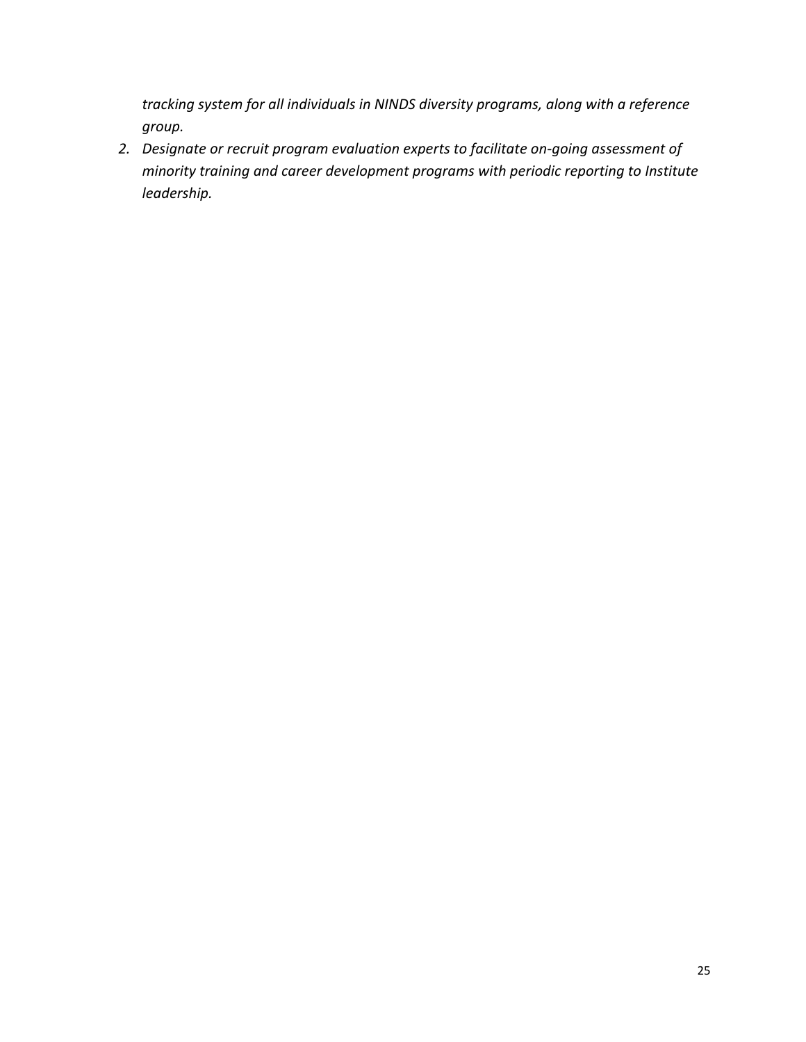*tracking system for all individuals in NINDS diversity programs, along with a reference group.*

2. *Designate or recruit program evaluation experts to facilitate on-going assessment of minority training and career development programs with periodic reporting to Institute leadership.*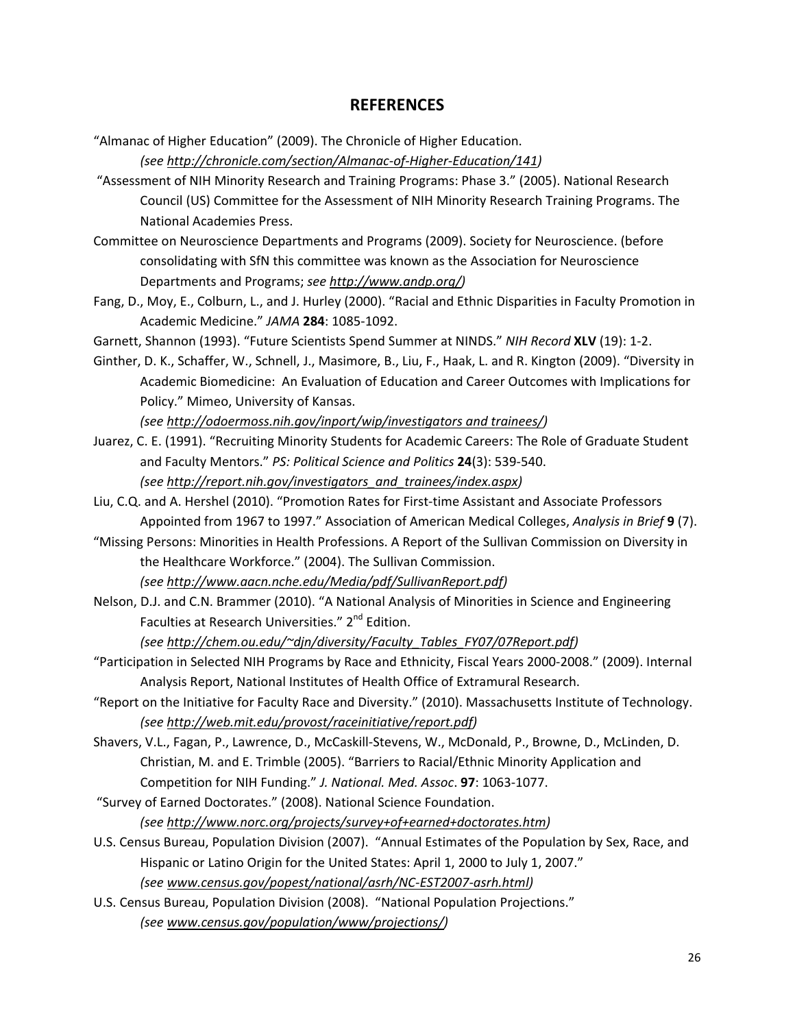# REFERENCES

"Almanac of Higher Education" (2009). The Chronicle of Higher Education.
*(see http://chronicle.com/section/Almanac-of-Higher-Education/141)*

"Assessment of NIH Minority Research and Training Programs: Phase 3." (2005). National Research Council (US) Committee for the Assessment of NIH Minority Research Training Programs. The National Academies Press.

Committee on Neuroscience Departments and Programs (2009). Society for Neuroscience. (before consolidating with SfN this committee was known as the Association for Neuroscience Departments and Programs; *see http://www.andp.org/)*

Fang, D., Moy, E., Colburn, L., and J. Hurley (2000). "Racial and Ethnic Disparities in Faculty Promotion in Academic Medicine." *JAMA* **284**: 1085-1092.

Garnett, Shannon (1993). "Future Scientists Spend Summer at NINDS." *NIH Record* **XLV** (19): 1-2.

Ginther, D. K., Schaffer, W., Schnell, J., Masimore, B., Liu, F., Haak, L. and R. Kington (2009). "Diversity in Academic Biomedicine: An Evaluation of Education and Career Outcomes with Implications for Policy." Mimeo, University of Kansas.
*(see http://odoermoss.nih.gov/inport/wip/investigators and trainees/)*

Juarez, C. E. (1991). "Recruiting Minority Students for Academic Careers: The Role of Graduate Student and Faculty Mentors." *PS: Political Science and Politics* **24**(3): 539-540.
*(see http://report.nih.gov/investigators_and_trainees/index.aspx)*

Liu, C.Q. and A. Hershel (2010). "Promotion Rates for First-time Assistant and Associate Professors Appointed from 1967 to 1997." Association of American Medical Colleges, *Analysis in Brief* **9** (7).

"Missing Persons: Minorities in Health Professions. A Report of the Sullivan Commission on Diversity in the Healthcare Workforce." (2004). The Sullivan Commission.
*(see http://www.aacn.nche.edu/Media/pdf/SullivanReport.pdf)*

Nelson, D.J. and C.N. Brammer (2010). "A National Analysis of Minorities in Science and Engineering Faculties at Research Universities." 2nd Edition.
*(see http://chem.ou.edu/~djn/diversity/Faculty_Tables_FY07/07Report.pdf)*

"Participation in Selected NIH Programs by Race and Ethnicity, Fiscal Years 2000-2008." (2009). Internal Analysis Report, National Institutes of Health Office of Extramural Research.

"Report on the Initiative for Faculty Race and Diversity." (2010). Massachusetts Institute of Technology.
*(see http://web.mit.edu/provost/raceinitiative/report.pdf)*

Shavers, V.L., Fagan, P., Lawrence, D., McCaskill-Stevens, W., McDonald, P., Browne, D., McLinden, D. Christian, M. and E. Trimble (2005). "Barriers to Racial/Ethnic Minority Application and Competition for NIH Funding." *J. National. Med. Assoc*. **97**: 1063-1077.

"Survey of Earned Doctorates." (2008). National Science Foundation.
*(see http://www.norc.org/projects/survey+of+earned+doctorates.htm)*

U.S. Census Bureau, Population Division (2007). "Annual Estimates of the Population by Sex, Race, and Hispanic or Latino Origin for the United States: April 1, 2000 to July 1, 2007."
*(see www.census.gov/popest/national/asrh/NC-EST2007-asrh.html)*

U.S. Census Bureau, Population Division (2008). "National Population Projections."
*(see www.census.gov/population/www/projections/)*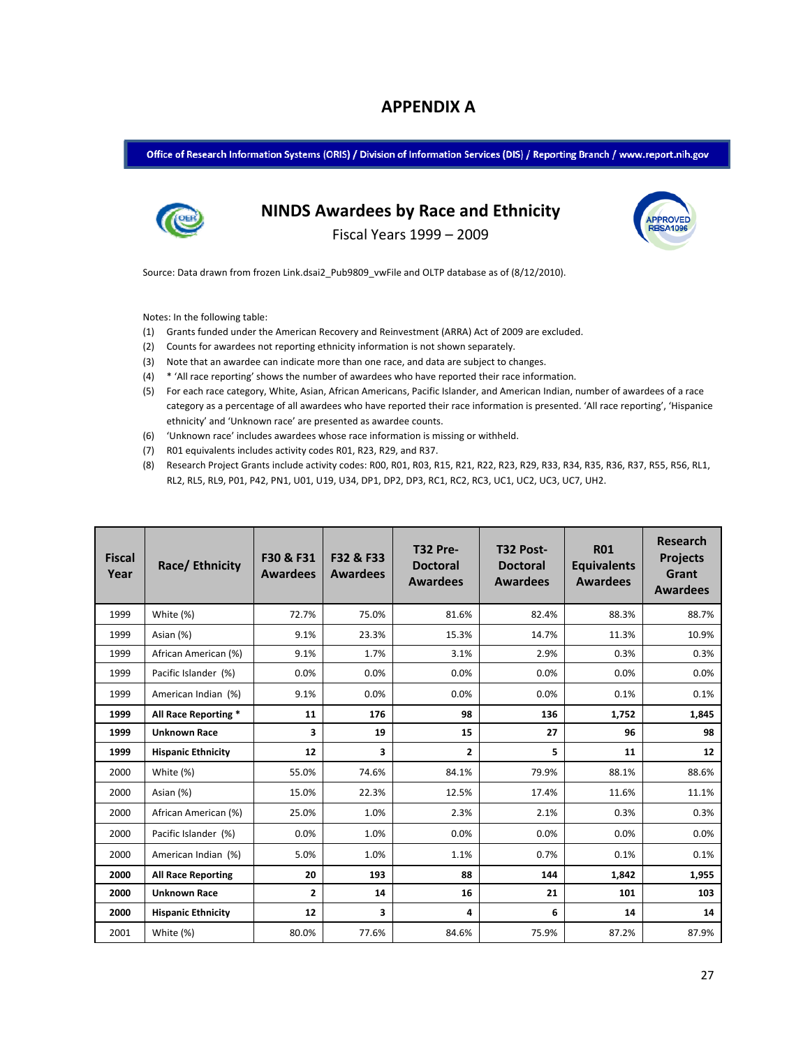# APPENDIX A

**Office of Research Information Systems (ORIS) / Division of Information Services (DIS) / Reporting Branch / www.report.nih.gov**

## NINDS Awardees by Race and Ethnicity

Fiscal Years 1999 – 2009

APPROVED RBSA1096

Source: Data drawn from frozen Link.dsai2_Pub9809_vwFile and OLTP database as of (8/12/2010).

Notes: In the following table:

(1) Grants funded under the American Recovery and Reinvestment (ARRA) Act of 2009 are excluded.

(2) Counts for awardees not reporting ethnicity information is not shown separately.

(3) Note that an awardee can indicate more than one race, and data are subject to changes.

(4) * 'All race reporting' shows the number of awardees who have reported their race information.

(5) For each race category, White, Asian, African Americans, Pacific Islander, and American Indian, number of awardees of a race category as a percentage of all awardees who have reported their race information is presented. 'All race reporting', 'Hispanice ethnicity' and 'Unknown race' are presented as awardee counts.

(6) 'Unknown race' includes awardees whose race information is missing or withheld.

(7) R01 equivalents includes activity codes R01, R23, R29, and R37.

(8) Research Project Grants include activity codes: R00, R01, R03, R15, R21, R22, R23, R29, R33, R34, R35, R36, R37, R55, R56, RL1, RL2, RL5, RL9, P01, P42, PN1, U01, U19, U34, DP1, DP2, DP3, RC1, RC2, RC3, UC1, UC2, UC3, UC7, UH2.

| Fiscal Year | Race/ Ethnicity | F30 & F31 Awardees | F32 & F33 Awardees | T32 Pre-Doctoral Awardees | T32 Post-Doctoral Awardees | R01 Equivalents Awardees | Research Projects Grant Awardees |
|---|---|---|---|---|---|---|---|
| 1999 | White (%) | 72.7% | 75.0% | 81.6% | 82.4% | 88.3% | 88.7% |
| 1999 | Asian (%) | 9.1% | 23.3% | 15.3% | 14.7% | 11.3% | 10.9% |
| 1999 | African American (%) | 9.1% | 1.7% | 3.1% | 2.9% | 0.3% | 0.3% |
| 1999 | Pacific Islander (%) | 0.0% | 0.0% | 0.0% | 0.0% | 0.0% | 0.0% |
| 1999 | American Indian (%) | 9.1% | 0.0% | 0.0% | 0.0% | 0.1% | 0.1% |
| **1999** | **All Race Reporting *** | **11** | **176** | **98** | **136** | **1,752** | **1,845** |
| **1999** | **Unknown Race** | **3** | **19** | **15** | **27** | **96** | **98** |
| **1999** | **Hispanic Ethnicity** | **12** | **3** | **2** | **5** | **11** | **12** |
| 2000 | White (%) | 55.0% | 74.6% | 84.1% | 79.9% | 88.1% | 88.6% |
| 2000 | Asian (%) | 15.0% | 22.3% | 12.5% | 17.4% | 11.6% | 11.1% |
| 2000 | African American (%) | 25.0% | 1.0% | 2.3% | 2.1% | 0.3% | 0.3% |
| 2000 | Pacific Islander (%) | 0.0% | 1.0% | 0.0% | 0.0% | 0.0% | 0.0% |
| 2000 | American Indian (%) | 5.0% | 1.0% | 1.1% | 0.7% | 0.1% | 0.1% |
| **2000** | **All Race Reporting** | **20** | **193** | **88** | **144** | **1,842** | **1,955** |
| **2000** | **Unknown Race** | **2** | **14** | **16** | **21** | **101** | **103** |
| **2000** | **Hispanic Ethnicity** | **12** | **3** | **4** | **6** | **14** | **14** |
| 2001 | White (%) | 80.0% | 77.6% | 84.6% | 75.9% | 87.2% | 87.9% |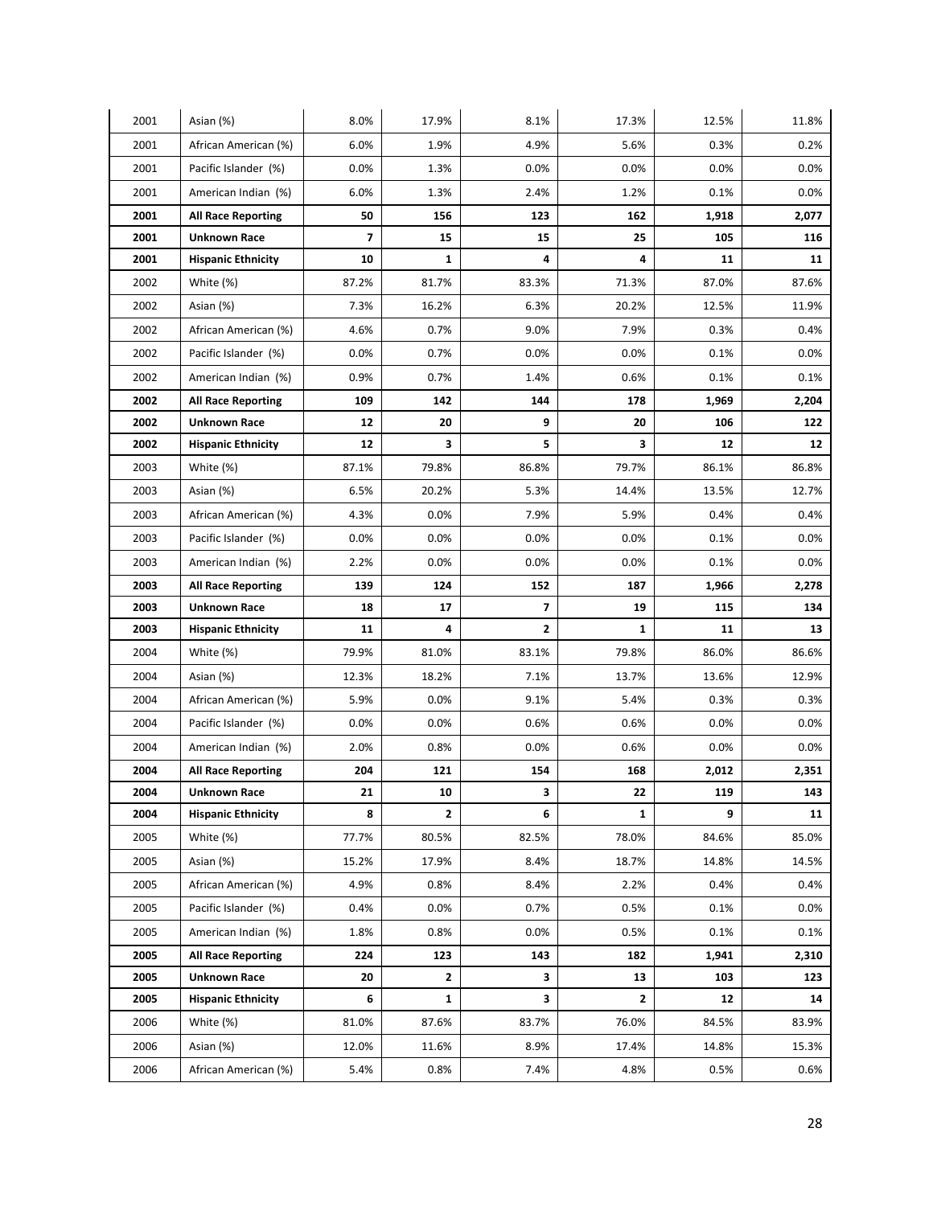| 2001 | Asian (%) | 8.0% | 17.9% | 8.1% | 17.3% | 12.5% | 11.8% |
|---|---|---|---|---|---|---|---|
| 2001 | African American (%) | 6.0% | 1.9% | 4.9% | 5.6% | 0.3% | 0.2% |
| 2001 | Pacific Islander (%) | 0.0% | 1.3% | 0.0% | 0.0% | 0.0% | 0.0% |
| 2001 | American Indian (%) | 6.0% | 1.3% | 2.4% | 1.2% | 0.1% | 0.0% |
| **2001** | **All Race Reporting** | **50** | **156** | **123** | **162** | **1,918** | **2,077** |
| **2001** | **Unknown Race** | **7** | **15** | **15** | **25** | **105** | **116** |
| **2001** | **Hispanic Ethnicity** | **10** | **1** | **4** | **4** | **11** | **11** |
| 2002 | White (%) | 87.2% | 81.7% | 83.3% | 71.3% | 87.0% | 87.6% |
| 2002 | Asian (%) | 7.3% | 16.2% | 6.3% | 20.2% | 12.5% | 11.9% |
| 2002 | African American (%) | 4.6% | 0.7% | 9.0% | 7.9% | 0.3% | 0.4% |
| 2002 | Pacific Islander (%) | 0.0% | 0.7% | 0.0% | 0.0% | 0.1% | 0.0% |
| 2002 | American Indian (%) | 0.9% | 0.7% | 1.4% | 0.6% | 0.1% | 0.1% |
| **2002** | **All Race Reporting** | **109** | **142** | **144** | **178** | **1,969** | **2,204** |
| **2002** | **Unknown Race** | **12** | **20** | **9** | **20** | **106** | **122** |
| **2002** | **Hispanic Ethnicity** | **12** | **3** | **5** | **3** | **12** | **12** |
| 2003 | White (%) | 87.1% | 79.8% | 86.8% | 79.7% | 86.1% | 86.8% |
| 2003 | Asian (%) | 6.5% | 20.2% | 5.3% | 14.4% | 13.5% | 12.7% |
| 2003 | African American (%) | 4.3% | 0.0% | 7.9% | 5.9% | 0.4% | 0.4% |
| 2003 | Pacific Islander (%) | 0.0% | 0.0% | 0.0% | 0.0% | 0.1% | 0.0% |
| 2003 | American Indian (%) | 2.2% | 0.0% | 0.0% | 0.0% | 0.1% | 0.0% |
| **2003** | **All Race Reporting** | **139** | **124** | **152** | **187** | **1,966** | **2,278** |
| **2003** | **Unknown Race** | **18** | **17** | **7** | **19** | **115** | **134** |
| **2003** | **Hispanic Ethnicity** | **11** | **4** | **2** | **1** | **11** | **13** |
| 2004 | White (%) | 79.9% | 81.0% | 83.1% | 79.8% | 86.0% | 86.6% |
| 2004 | Asian (%) | 12.3% | 18.2% | 7.1% | 13.7% | 13.6% | 12.9% |
| 2004 | African American (%) | 5.9% | 0.0% | 9.1% | 5.4% | 0.3% | 0.3% |
| 2004 | Pacific Islander (%) | 0.0% | 0.0% | 0.6% | 0.6% | 0.0% | 0.0% |
| 2004 | American Indian (%) | 2.0% | 0.8% | 0.0% | 0.6% | 0.0% | 0.0% |
| **2004** | **All Race Reporting** | **204** | **121** | **154** | **168** | **2,012** | **2,351** |
| **2004** | **Unknown Race** | **21** | **10** | **3** | **22** | **119** | **143** |
| **2004** | **Hispanic Ethnicity** | **8** | **2** | **6** | **1** | **9** | **11** |
| 2005 | White (%) | 77.7% | 80.5% | 82.5% | 78.0% | 84.6% | 85.0% |
| 2005 | Asian (%) | 15.2% | 17.9% | 8.4% | 18.7% | 14.8% | 14.5% |
| 2005 | African American (%) | 4.9% | 0.8% | 8.4% | 2.2% | 0.4% | 0.4% |
| 2005 | Pacific Islander (%) | 0.4% | 0.0% | 0.7% | 0.5% | 0.1% | 0.0% |
| 2005 | American Indian (%) | 1.8% | 0.8% | 0.0% | 0.5% | 0.1% | 0.1% |
| **2005** | **All Race Reporting** | **224** | **123** | **143** | **182** | **1,941** | **2,310** |
| **2005** | **Unknown Race** | **20** | **2** | **3** | **13** | **103** | **123** |
| **2005** | **Hispanic Ethnicity** | **6** | **1** | **3** | **2** | **12** | **14** |
| 2006 | White (%) | 81.0% | 87.6% | 83.7% | 76.0% | 84.5% | 83.9% |
| 2006 | Asian (%) | 12.0% | 11.6% | 8.9% | 17.4% | 14.8% | 15.3% |
| 2006 | African American (%) | 5.4% | 0.8% | 7.4% | 4.8% | 0.5% | 0.6% |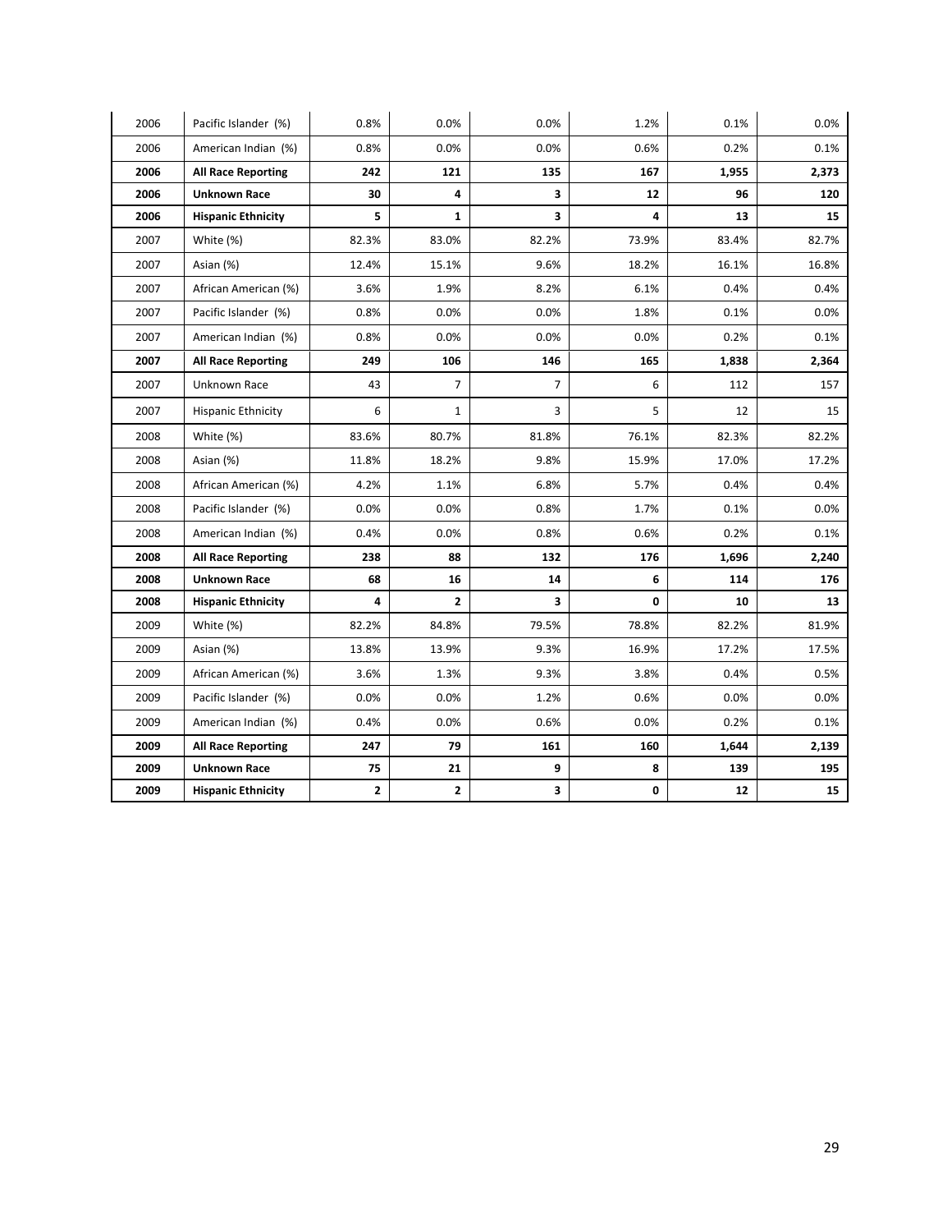| | | | | | | | |
|---|---|---|---|---|---|---|---|
| 2006 | Pacific Islander (%) | 0.8% | 0.0% | 0.0% | 1.2% | 0.1% | 0.0% |
| 2006 | American Indian (%) | 0.8% | 0.0% | 0.0% | 0.6% | 0.2% | 0.1% |
| **2006** | **All Race Reporting** | **242** | **121** | **135** | **167** | **1,955** | **2,373** |
| **2006** | **Unknown Race** | **30** | **4** | **3** | **12** | **96** | **120** |
| **2006** | **Hispanic Ethnicity** | **5** | **1** | **3** | **4** | **13** | **15** |
| 2007 | White (%) | 82.3% | 83.0% | 82.2% | 73.9% | 83.4% | 82.7% |
| 2007 | Asian (%) | 12.4% | 15.1% | 9.6% | 18.2% | 16.1% | 16.8% |
| 2007 | African American (%) | 3.6% | 1.9% | 8.2% | 6.1% | 0.4% | 0.4% |
| 2007 | Pacific Islander (%) | 0.8% | 0.0% | 0.0% | 1.8% | 0.1% | 0.0% |
| 2007 | American Indian (%) | 0.8% | 0.0% | 0.0% | 0.0% | 0.2% | 0.1% |
| **2007** | **All Race Reporting** | **249** | **106** | **146** | **165** | **1,838** | **2,364** |
| 2007 | Unknown Race | 43 | 7 | 7 | 6 | 112 | 157 |
| 2007 | Hispanic Ethnicity | 6 | 1 | 3 | 5 | 12 | 15 |
| 2008 | White (%) | 83.6% | 80.7% | 81.8% | 76.1% | 82.3% | 82.2% |
| 2008 | Asian (%) | 11.8% | 18.2% | 9.8% | 15.9% | 17.0% | 17.2% |
| 2008 | African American (%) | 4.2% | 1.1% | 6.8% | 5.7% | 0.4% | 0.4% |
| 2008 | Pacific Islander (%) | 0.0% | 0.0% | 0.8% | 1.7% | 0.1% | 0.0% |
| 2008 | American Indian (%) | 0.4% | 0.0% | 0.8% | 0.6% | 0.2% | 0.1% |
| **2008** | **All Race Reporting** | **238** | **88** | **132** | **176** | **1,696** | **2,240** |
| **2008** | **Unknown Race** | **68** | **16** | **14** | **6** | **114** | **176** |
| **2008** | **Hispanic Ethnicity** | **4** | **2** | **3** | **0** | **10** | **13** |
| 2009 | White (%) | 82.2% | 84.8% | 79.5% | 78.8% | 82.2% | 81.9% |
| 2009 | Asian (%) | 13.8% | 13.9% | 9.3% | 16.9% | 17.2% | 17.5% |
| 2009 | African American (%) | 3.6% | 1.3% | 9.3% | 3.8% | 0.4% | 0.5% |
| 2009 | Pacific Islander (%) | 0.0% | 0.0% | 1.2% | 0.6% | 0.0% | 0.0% |
| 2009 | American Indian (%) | 0.4% | 0.0% | 0.6% | 0.0% | 0.2% | 0.1% |
| **2009** | **All Race Reporting** | **247** | **79** | **161** | **160** | **1,644** | **2,139** |
| **2009** | **Unknown Race** | **75** | **21** | **9** | **8** | **139** | **195** |
| **2009** | **Hispanic Ethnicity** | **2** | **2** | **3** | **0** | **12** | **15** |